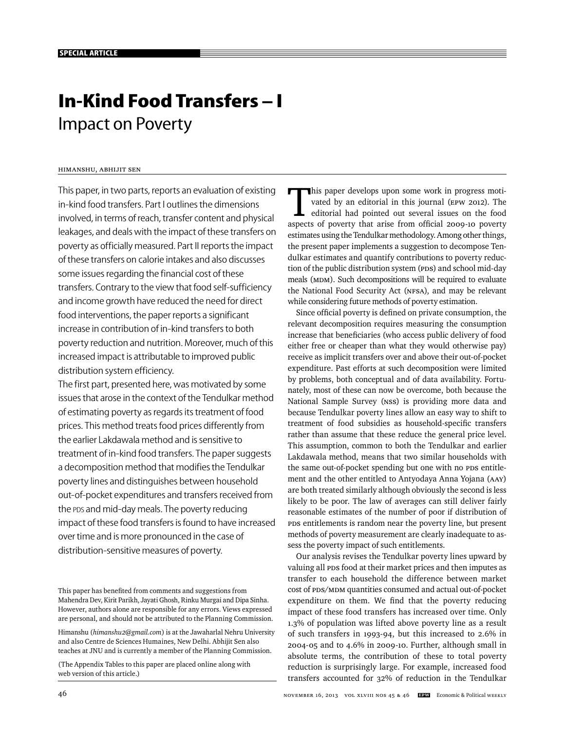SPECIAL ARTICLE

# In-Kind Food Transfers – I
## Impact on Poverty

HIMANSHU, ABHIJIT SEN

This paper, in two parts, reports an evaluation of existing in-kind food transfers. Part I outlines the dimensions involved, in terms of reach, transfer content and physical leakages, and deals with the impact of these transfers on poverty as officially measured. Part II reports the impact of these transfers on calorie intakes and also discusses some issues regarding the financial cost of these transfers. Contrary to the view that food self-sufficiency and income growth have reduced the need for direct food interventions, the paper reports a significant increase in contribution of in-kind transfers to both poverty reduction and nutrition. Moreover, much of this increased impact is attributable to improved public distribution system efficiency.

The first part, presented here, was motivated by some issues that arose in the context of the Tendulkar method of estimating poverty as regards its treatment of food prices. This method treats food prices differently from the earlier Lakdawala method and is sensitive to treatment of in-kind food transfers. The paper suggests a decomposition method that modifies the Tendulkar poverty lines and distinguishes between household out-of-pocket expenditures and transfers received from the PDS and mid-day meals. The poverty reducing impact of these food transfers is found to have increased over time and is more pronounced in the case of distribution-sensitive measures of poverty.

This paper has benefited from comments and suggestions from Mahendra Dev, Kirit Parikh, Jayati Ghosh, Rinku Murgai and Dipa Sinha. However, authors alone are responsible for any errors. Views expressed are personal, and should not be attributed to the Planning Commission.

Himanshu (*himanshu2@gmail.com*) is at the Jawaharlal Nehru University and also Centre de Sciences Humaines, New Delhi. Abhijit Sen also teaches at JNU and is currently a member of the Planning Commission.

(The Appendix Tables to this paper are placed online along with web version of this article.)

This paper develops upon some work in progress motivated by an editorial in this journal (EPW 2012). The editorial had pointed out several issues on the food aspects of poverty that arise from official 2009-10 poverty estimates using the Tendulkar methodology. Among other things, the present paper implements a suggestion to decompose Tendulkar estimates and quantify contributions to poverty reduction of the public distribution system (PDS) and school mid-day meals (MDM). Such decompositions will be required to evaluate the National Food Security Act (NFSA), and may be relevant while considering future methods of poverty estimation.

Since official poverty is defined on private consumption, the relevant decomposition requires measuring the consumption increase that beneficiaries (who access public delivery of food either free or cheaper than what they would otherwise pay) receive as implicit transfers over and above their out-of-pocket expenditure. Past efforts at such decomposition were limited by problems, both conceptual and of data availability. Fortunately, most of these can now be overcome, both because the National Sample Survey (NSS) is providing more data and because Tendulkar poverty lines allow an easy way to shift to treatment of food subsidies as household-specific transfers rather than assume that these reduce the general price level. This assumption, common to both the Tendulkar and earlier Lakdawala method, means that two similar households with the same out-of-pocket spending but one with no PDS entitlement and the other entitled to Antyodaya Anna Yojana (AAY) are both treated similarly although obviously the second is less likely to be poor. The law of averages can still deliver fairly reasonable estimates of the number of poor if distribution of PDS entitlements is random near the poverty line, but present methods of poverty measurement are clearly inadequate to assess the poverty impact of such entitlements.

Our analysis revises the Tendulkar poverty lines upward by valuing all PDS food at their market prices and then imputes as transfer to each household the difference between market cost of PDS/MDM quantities consumed and actual out-of-pocket expenditure on them. We find that the poverty reducing impact of these food transfers has increased over time. Only 1.3% of population was lifted above poverty line as a result of such transfers in 1993-94, but this increased to 2.6% in 2004-05 and to 4.6% in 2009-10. Further, although small in absolute terms, the contribution of these to total poverty reduction is surprisingly large. For example, increased food transfers accounted for 32% of reduction in the Tendulkar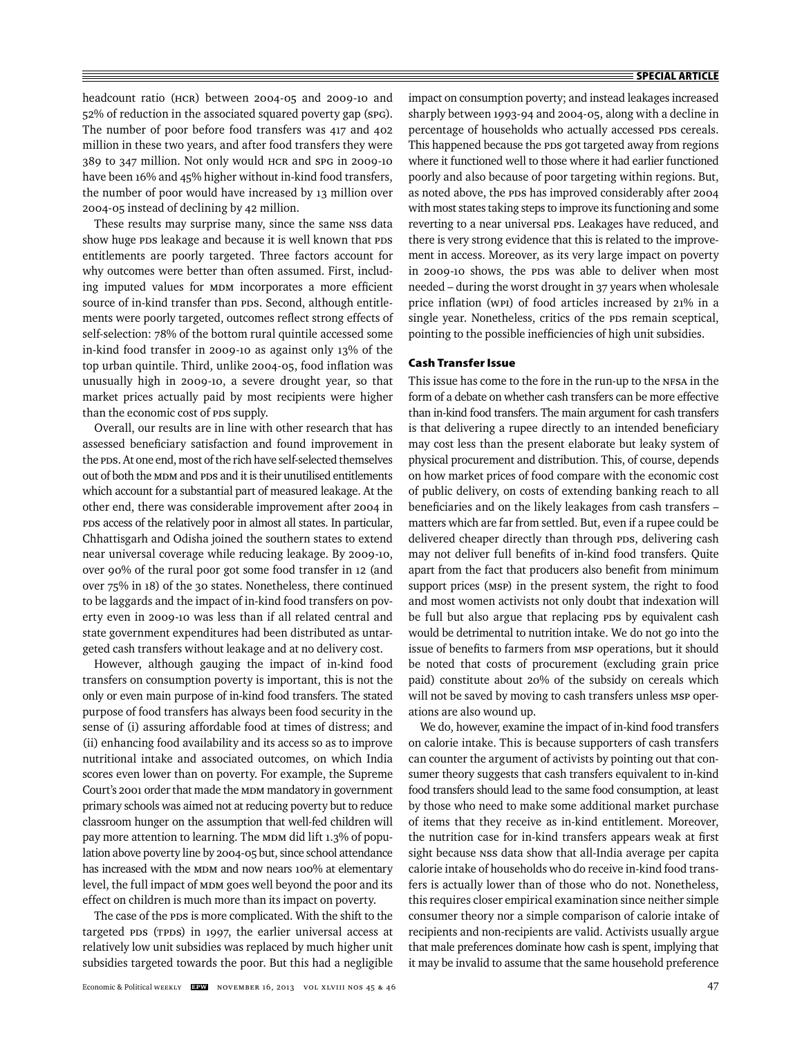headcount ratio (HCR) between 2004-05 and 2009-10 and 52% of reduction in the associated squared poverty gap (SPG). The number of poor before food transfers was 417 and 402 million in these two years, and after food transfers they were 389 to 347 million. Not only would HCR and SPG in 2009-10 have been 16% and 45% higher without in-kind food transfers, the number of poor would have increased by 13 million over 2004-05 instead of declining by 42 million.

These results may surprise many, since the same NSS data show huge PDS leakage and because it is well known that PDS entitlements are poorly targeted. Three factors account for why outcomes were better than often assumed. First, including imputed values for MDM incorporates a more efficient source of in-kind transfer than PDS. Second, although entitlements were poorly targeted, outcomes reflect strong effects of self-selection: 78% of the bottom rural quintile accessed some in-kind food transfer in 2009-10 as against only 13% of the top urban quintile. Third, unlike 2004-05, food inflation was unusually high in 2009-10, a severe drought year, so that market prices actually paid by most recipients were higher than the economic cost of PDS supply.

Overall, our results are in line with other research that has assessed beneficiary satisfaction and found improvement in the PDS. At one end, most of the rich have self-selected themselves out of both the MDM and PDS and it is their unutilised entitlements which account for a substantial part of measured leakage. At the other end, there was considerable improvement after 2004 in PDS access of the relatively poor in almost all states. In particular, Chhattisgarh and Odisha joined the southern states to extend near universal coverage while reducing leakage. By 2009-10, over 90% of the rural poor got some food transfer in 12 (and over 75% in 18) of the 30 states. Nonetheless, there continued to be laggards and the impact of in-kind food transfers on poverty even in 2009-10 was less than if all related central and state government expenditures had been distributed as untargeted cash transfers without leakage and at no delivery cost.

However, although gauging the impact of in-kind food transfers on consumption poverty is important, this is not the only or even main purpose of in-kind food transfers. The stated purpose of food transfers has always been food security in the sense of (i) assuring affordable food at times of distress; and (ii) enhancing food availability and its access so as to improve nutritional intake and associated outcomes, on which India scores even lower than on poverty. For example, the Supreme Court's 2001 order that made the MDM mandatory in government primary schools was aimed not at reducing poverty but to reduce classroom hunger on the assumption that well-fed children will pay more attention to learning. The MDM did lift 1.3% of population above poverty line by 2004-05 but, since school attendance has increased with the MDM and now nears 100% at elementary level, the full impact of MDM goes well beyond the poor and its effect on children is much more than its impact on poverty.

The case of the PDS is more complicated. With the shift to the targeted PDS (TPDS) in 1997, the earlier universal access at relatively low unit subsidies was replaced by much higher unit subsidies targeted towards the poor. But this had a negligible impact on consumption poverty; and instead leakages increased sharply between 1993-94 and 2004-05, along with a decline in percentage of households who actually accessed PDS cereals. This happened because the PDS got targeted away from regions where it functioned well to those where it had earlier functioned poorly and also because of poor targeting within regions. But, as noted above, the PDS has improved considerably after 2004 with most states taking steps to improve its functioning and some reverting to a near universal PDS. Leakages have reduced, and there is very strong evidence that this is related to the improvement in access. Moreover, as its very large impact on poverty in 2009-10 shows, the PDS was able to deliver when most needed – during the worst drought in 37 years when wholesale price inflation (WPI) of food articles increased by 21% in a single year. Nonetheless, critics of the PDS remain sceptical, pointing to the possible inefficiencies of high unit subsidies.

### Cash Transfer Issue

This issue has come to the fore in the run-up to the NFSA in the form of a debate on whether cash transfers can be more effective than in-kind food transfers. The main argument for cash transfers is that delivering a rupee directly to an intended beneficiary may cost less than the present elaborate but leaky system of physical procurement and distribution. This, of course, depends on how market prices of food compare with the economic cost of public delivery, on costs of extending banking reach to all beneficiaries and on the likely leakages from cash transfers – matters which are far from settled. But, even if a rupee could be delivered cheaper directly than through PDS, delivering cash may not deliver full benefits of in-kind food transfers. Quite apart from the fact that producers also benefit from minimum support prices (MSP) in the present system, the right to food and most women activists not only doubt that indexation will be full but also argue that replacing PDS by equivalent cash would be detrimental to nutrition intake. We do not go into the issue of benefits to farmers from MSP operations, but it should be noted that costs of procurement (excluding grain price paid) constitute about 20% of the subsidy on cereals which will not be saved by moving to cash transfers unless MSP operations are also wound up.

We do, however, examine the impact of in-kind food transfers on calorie intake. This is because supporters of cash transfers can counter the argument of activists by pointing out that consumer theory suggests that cash transfers equivalent to in-kind food transfers should lead to the same food consumption, at least by those who need to make some additional market purchase of items that they receive as in-kind entitlement. Moreover, the nutrition case for in-kind transfers appears weak at first sight because NSS data show that all-India average per capita calorie intake of households who do receive in-kind food transfers is actually lower than of those who do not. Nonetheless, this requires closer empirical examination since neither simple consumer theory nor a simple comparison of calorie intake of recipients and non-recipients are valid. Activists usually argue that male preferences dominate how cash is spent, implying that it may be invalid to assume that the same household preference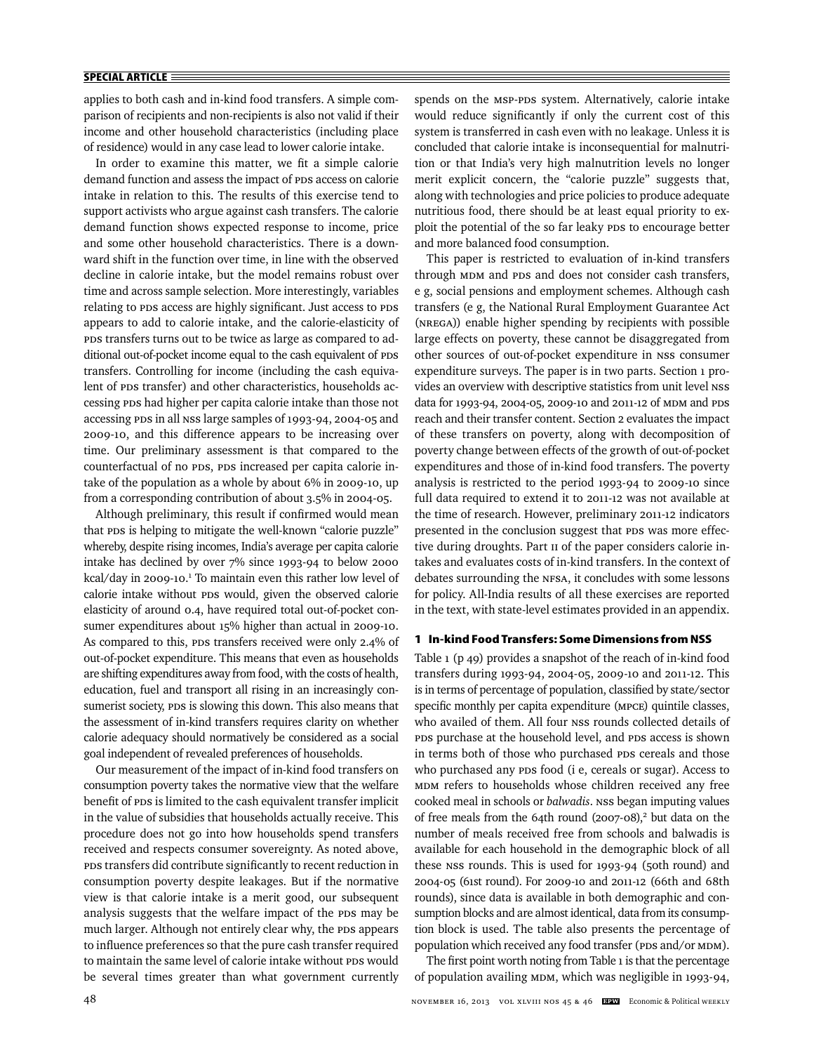applies to both cash and in-kind food transfers. A simple comparison of recipients and non-recipients is also not valid if their income and other household characteristics (including place of residence) would in any case lead to lower calorie intake.

In order to examine this matter, we fit a simple calorie demand function and assess the impact of PDS access on calorie intake in relation to this. The results of this exercise tend to support activists who argue against cash transfers. The calorie demand function shows expected response to income, price and some other household characteristics. There is a downward shift in the function over time, in line with the observed decline in calorie intake, but the model remains robust over time and across sample selection. More interestingly, variables relating to PDS access are highly significant. Just access to PDS appears to add to calorie intake, and the calorie-elasticity of PDS transfers turns out to be twice as large as compared to additional out-of-pocket income equal to the cash equivalent of PDS transfers. Controlling for income (including the cash equivalent of PDS transfer) and other characteristics, households accessing PDS had higher per capita calorie intake than those not accessing PDS in all NSS large samples of 1993-94, 2004-05 and 2009-10, and this difference appears to be increasing over time. Our preliminary assessment is that compared to the counterfactual of no PDS, PDS increased per capita calorie intake of the population as a whole by about 6% in 2009-10, up from a corresponding contribution of about 3.5% in 2004-05.

Although preliminary, this result if confirmed would mean that PDS is helping to mitigate the well-known "calorie puzzle" whereby, despite rising incomes, India's average per capita calorie intake has declined by over 7% since 1993-94 to below 2000 kcal/day in 2009-10.[1] To maintain even this rather low level of calorie intake without PDS would, given the observed calorie elasticity of around 0.4, have required total out-of-pocket consumer expenditures about 15% higher than actual in 2009-10. As compared to this, PDS transfers received were only 2.4% of out-of-pocket expenditure. This means that even as households are shifting expenditures away from food, with the costs of health, education, fuel and transport all rising in an increasingly consumerist society, PDS is slowing this down. This also means that the assessment of in-kind transfers requires clarity on whether calorie adequacy should normatively be considered as a social goal independent of revealed preferences of households.

Our measurement of the impact of in-kind food transfers on consumption poverty takes the normative view that the welfare benefit of PDS is limited to the cash equivalent transfer implicit in the value of subsidies that households actually receive. This procedure does not go into how households spend transfers received and respects consumer sovereignty. As noted above, PDS transfers did contribute significantly to recent reduction in consumption poverty despite leakages. But if the normative view is that calorie intake is a merit good, our subsequent analysis suggests that the welfare impact of the PDS may be much larger. Although not entirely clear why, the PDS appears to influence preferences so that the pure cash transfer required to maintain the same level of calorie intake without PDS would be several times greater than what government currently spends on the MSP-PDS system. Alternatively, calorie intake would reduce significantly if only the current cost of this system is transferred in cash even with no leakage. Unless it is concluded that calorie intake is inconsequential for malnutrition or that India's very high malnutrition levels no longer merit explicit concern, the "calorie puzzle" suggests that, along with technologies and price policies to produce adequate nutritious food, there should be at least equal priority to exploit the potential of the so far leaky PDS to encourage better and more balanced food consumption.

This paper is restricted to evaluation of in-kind transfers through MDM and PDS and does not consider cash transfers, e g, social pensions and employment schemes. Although cash transfers (e g, the National Rural Employment Guarantee Act (NREGA)) enable higher spending by recipients with possible large effects on poverty, these cannot be disaggregated from other sources of out-of-pocket expenditure in NSS consumer expenditure surveys. The paper is in two parts. Section 1 provides an overview with descriptive statistics from unit level NSS data for 1993-94, 2004-05, 2009-10 and 2011-12 of MDM and PDS reach and their transfer content. Section 2 evaluates the impact of these transfers on poverty, along with decomposition of poverty change between effects of the growth of out-of-pocket expenditures and those of in-kind food transfers. The poverty analysis is restricted to the period 1993-94 to 2009-10 since full data required to extend it to 2011-12 was not available at the time of research. However, preliminary 2011-12 indicators presented in the conclusion suggest that PDS was more effective during droughts. Part II of the paper considers calorie intakes and evaluates costs of in-kind transfers. In the context of debates surrounding the NFSA, it concludes with some lessons for policy. All-India results of all these exercises are reported in the text, with state-level estimates provided in an appendix.

## 1 In-kind Food Transfers: Some Dimensions from NSS

Table 1 (p 49) provides a snapshot of the reach of in-kind food transfers during 1993-94, 2004-05, 2009-10 and 2011-12. This is in terms of percentage of population, classified by state/sector specific monthly per capita expenditure (MPCE) quintile classes, who availed of them. All four NSS rounds collected details of PDS purchase at the household level, and PDS access is shown in terms both of those who purchased PDS cereals and those who purchased any PDS food (i e, cereals or sugar). Access to MDM refers to households whose children received any free cooked meal in schools or *balwadis*. NSS began imputing values of free meals from the 64th round (2007-08),[2] but data on the number of meals received free from schools and balwadis is available for each household in the demographic block of all these NSS rounds. This is used for 1993-94 (50th round) and 2004-05 (61st round). For 2009-10 and 2011-12 (66th and 68th rounds), since data is available in both demographic and consumption blocks and are almost identical, data from its consumption block is used. The table also presents the percentage of population which received any food transfer (PDS and/or MDM).

The first point worth noting from Table 1 is that the percentage of population availing MDM, which was negligible in 1993-94,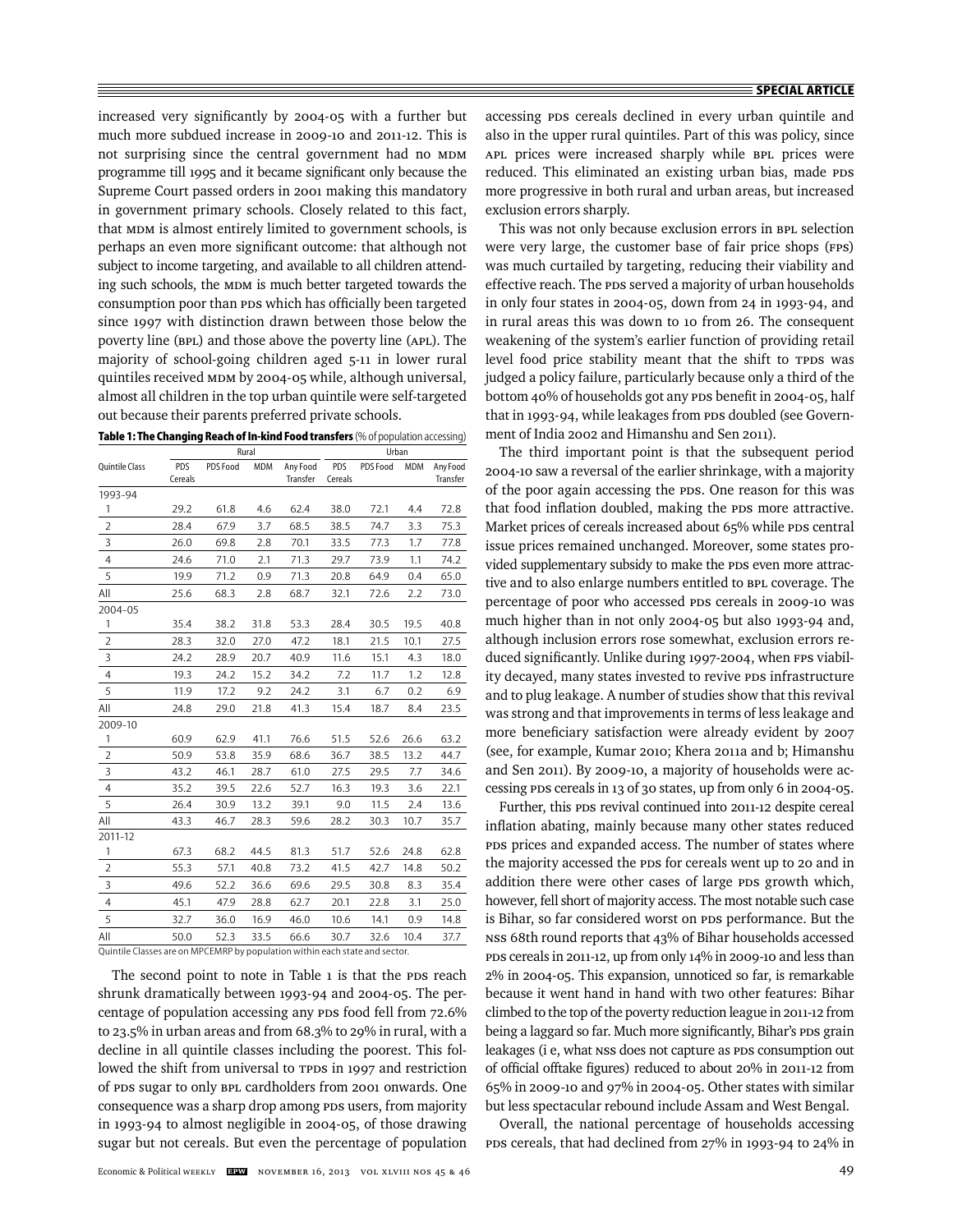increased very significantly by 2004-05 with a further but much more subdued increase in 2009-10 and 2011-12. This is not surprising since the central government had no MDM programme till 1995 and it became significant only because the Supreme Court passed orders in 2001 making this mandatory in government primary schools. Closely related to this fact, that MDM is almost entirely limited to government schools, is perhaps an even more significant outcome: that although not subject to income targeting, and available to all children attending such schools, the MDM is much better targeted towards the consumption poor than PDS which has officially been targeted since 1997 with distinction drawn between those below the poverty line (BPL) and those above the poverty line (APL). The majority of school-going children aged 5-11 in lower rural quintiles received MDM by 2004-05 while, although universal, almost all children in the top urban quintile were self-targeted out because their parents preferred private schools.

**Table 1: The Changing Reach of In-kind Food transfers** (% of population accessing)

| Quintile Class | Rural | | | | Urban | | | |
|---|---|---|---|---|---|---|---|---|
| | PDS Cereals | PDS Food | MDM | Any Food Transfer | PDS Cereals | PDS Food | MDM | Any Food Transfer |
| **1993-94** | | | | | | | | |
| 1 | 29.2 | 61.8 | 4.6 | 62.4 | 38.0 | 72.1 | 4.4 | 72.8 |
| 2 | 28.4 | 67.9 | 3.7 | 68.5 | 38.5 | 74.7 | 3.3 | 75.3 |
| 3 | 26.0 | 69.8 | 2.8 | 70.1 | 33.5 | 77.3 | 1.7 | 77.8 |
| 4 | 24.6 | 71.0 | 2.1 | 71.3 | 29.7 | 73.9 | 1.1 | 74.2 |
| 5 | 19.9 | 71.2 | 0.9 | 71.3 | 20.8 | 64.9 | 0.4 | 65.0 |
| All | 25.6 | 68.3 | 2.8 | 68.7 | 32.1 | 72.6 | 2.2 | 73.0 |
| **2004-05** | | | | | | | | |
| 1 | 35.4 | 38.2 | 31.8 | 53.3 | 28.4 | 30.5 | 19.5 | 40.8 |
| 2 | 28.3 | 32.0 | 27.0 | 47.2 | 18.1 | 21.5 | 10.1 | 27.5 |
| 3 | 24.2 | 28.9 | 20.7 | 40.9 | 11.6 | 15.1 | 4.3 | 18.0 |
| 4 | 19.3 | 24.2 | 15.2 | 34.2 | 7.2 | 11.7 | 1.2 | 12.8 |
| 5 | 11.9 | 17.2 | 9.2 | 24.2 | 3.1 | 6.7 | 0.2 | 6.9 |
| All | 24.8 | 29.0 | 21.8 | 41.3 | 15.4 | 18.7 | 8.4 | 23.5 |
| **2009-10** | | | | | | | | |
| 1 | 60.9 | 62.9 | 41.1 | 76.6 | 51.5 | 52.6 | 26.6 | 63.2 |
| 2 | 50.9 | 53.8 | 35.9 | 68.6 | 36.7 | 38.5 | 13.2 | 44.7 |
| 3 | 43.2 | 46.1 | 28.7 | 61.0 | 27.5 | 29.5 | 7.7 | 34.6 |
| 4 | 35.2 | 39.5 | 22.6 | 52.7 | 16.3 | 19.3 | 3.6 | 22.1 |
| 5 | 26.4 | 30.9 | 13.2 | 39.1 | 9.0 | 11.5 | 2.4 | 13.6 |
| All | 43.3 | 46.7 | 28.3 | 59.6 | 28.2 | 30.3 | 10.7 | 35.7 |
| **2011-12** | | | | | | | | |
| 1 | 67.3 | 68.2 | 44.5 | 81.3 | 51.7 | 52.6 | 24.8 | 62.8 |
| 2 | 55.3 | 57.1 | 40.8 | 73.2 | 41.5 | 42.7 | 14.8 | 50.2 |
| 3 | 49.6 | 52.2 | 36.6 | 69.6 | 29.5 | 30.8 | 8.3 | 35.4 |
| 4 | 45.1 | 47.9 | 28.8 | 62.7 | 20.1 | 22.8 | 3.1 | 25.0 |
| 5 | 32.7 | 36.0 | 16.9 | 46.0 | 10.6 | 14.1 | 0.9 | 14.8 |
| All | 50.0 | 52.3 | 33.5 | 66.6 | 30.7 | 32.6 | 10.4 | 37.7 |

Quintile Classes are on MPCEMRP by population within each state and sector.

The second point to note in Table 1 is that the PDS reach shrunk dramatically between 1993-94 and 2004-05. The percentage of population accessing any PDS food fell from 72.6% to 23.5% in urban areas and from 68.3% to 29% in rural, with a decline in all quintile classes including the poorest. This followed the shift from universal to TPDS in 1997 and restriction of PDS sugar to only BPL cardholders from 2001 onwards. One consequence was a sharp drop among PDS users, from majority in 1993-94 to almost negligible in 2004-05, of those drawing sugar but not cereals. But even the percentage of population accessing PDS cereals declined in every urban quintile and also in the upper rural quintiles. Part of this was policy, since APL prices were increased sharply while BPL prices were reduced. This eliminated an existing urban bias, made PDS more progressive in both rural and urban areas, but increased exclusion errors sharply.

This was not only because exclusion errors in BPL selection were very large, the customer base of fair price shops (FPS) was much curtailed by targeting, reducing their viability and effective reach. The PDS served a majority of urban households in only four states in 2004-05, down from 24 in 1993-94, and in rural areas this was down to 10 from 26. The consequent weakening of the system's earlier function of providing retail level food price stability meant that the shift to TPDS was judged a policy failure, particularly because only a third of the bottom 40% of households got any PDS benefit in 2004-05, half that in 1993-94, while leakages from PDS doubled (see Government of India 2002 and Himanshu and Sen 2011).

The third important point is that the subsequent period 2004-10 saw a reversal of the earlier shrinkage, with a majority of the poor again accessing the PDS. One reason for this was that food inflation doubled, making the PDS more attractive. Market prices of cereals increased about 65% while PDS central issue prices remained unchanged. Moreover, some states provided supplementary subsidy to make the PDS even more attractive and to also enlarge numbers entitled to BPL coverage. The percentage of poor who accessed PDS cereals in 2009-10 was much higher than in not only 2004-05 but also 1993-94 and, although inclusion errors rose somewhat, exclusion errors reduced significantly. Unlike during 1997-2004, when FPS viability decayed, many states invested to revive PDS infrastructure and to plug leakage. A number of studies show that this revival was strong and that improvements in terms of less leakage and more beneficiary satisfaction were already evident by 2007 (see, for example, Kumar 2010; Khera 2011a and b; Himanshu and Sen 2011). By 2009-10, a majority of households were accessing PDS cereals in 13 of 30 states, up from only 6 in 2004-05.

Further, this PDS revival continued into 2011-12 despite cereal inflation abating, mainly because many other states reduced PDS prices and expanded access. The number of states where the majority accessed the PDS for cereals went up to 20 and in addition there were other cases of large PDS growth which, however, fell short of majority access. The most notable such case is Bihar, so far considered worst on PDS performance. But the NSS 68th round reports that 43% of Bihar households accessed PDS cereals in 2011-12, up from only 14% in 2009-10 and less than 2% in 2004-05. This expansion, unnoticed so far, is remarkable because it went hand in hand with two other features: Bihar climbed to the top of the poverty reduction league in 2011-12 from being a laggard so far. Much more significantly, Bihar's PDS grain leakages (i e, what NSS does not capture as PDS consumption out of official offtake figures) reduced to about 20% in 2011-12 from 65% in 2009-10 and 97% in 2004-05. Other states with similar but less spectacular rebound include Assam and West Bengal.

Overall, the national percentage of households accessing PDS cereals, that had declined from 27% in 1993-94 to 24% in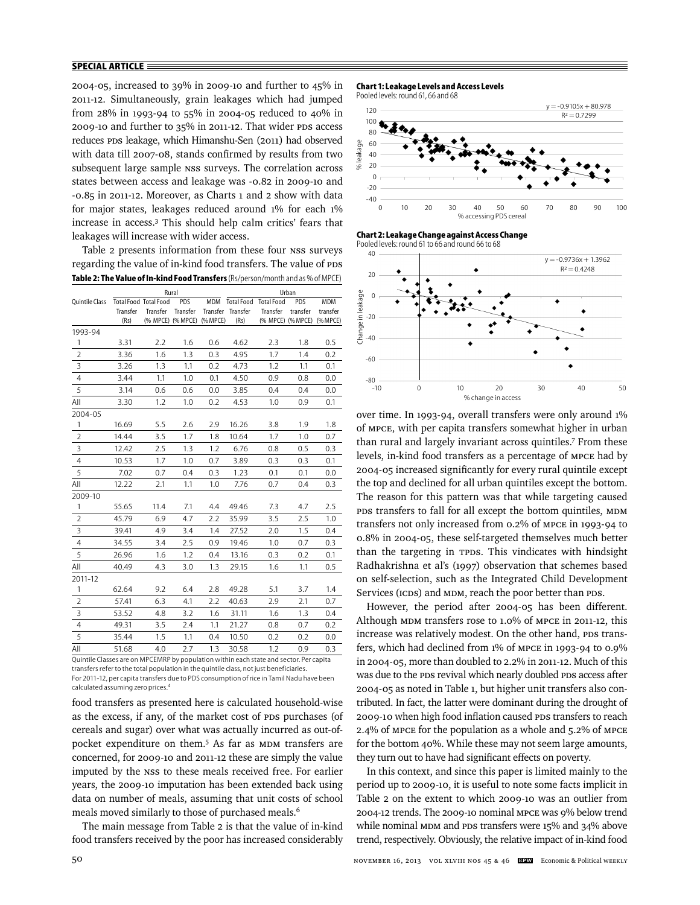2004-05, increased to 39% in 2009-10 and further to 45% in 2011-12. Simultaneously, grain leakages which had jumped from 28% in 1993-94 to 55% in 2004-05 reduced to 40% in 2009-10 and further to 35% in 2011-12. That wider PDS access reduces PDS leakage, which Himanshu-Sen (2011) had observed with data till 2007-08, stands confirmed by results from two subsequent large sample NSS surveys. The correlation across states between access and leakage was -0.82 in 2009-10 and -0.85 in 2011-12. Moreover, as Charts 1 and 2 show with data for major states, leakages reduced around 1% for each 1% increase in access.[3] This should help calm critics' fears that leakages will increase with wider access.

Table 2 presents information from these four NSS surveys regarding the value of in-kind food transfers. The value of PDS food transfers as presented here is calculated household-wise as the excess, if any, of the market cost of PDS purchases (of cereals and sugar) over what was actually incurred as out-of-pocket expenditure on them.[5] As far as MDM transfers are concerned, for 2009-10 and 2011-12 these are simply the value imputed by the NSS to these meals received free. For earlier years, the 2009-10 imputation has been extended back using data on number of meals, assuming that unit costs of school meals moved similarly to those of purchased meals.[6]

**Table 2: The Value of In-kind Food Transfers** (Rs/person/month and as % of MPCE)

| Quintile Class | Rural | | | | Urban | | | |
|---|---|---|---|---|---|---|---|---|
| | Total Food Transfer (Rs) | Total Food Transfer (% MPCE) | PDS Transfer (% MPCE) | MDM Transfer (% MPCE) | Total Food Transfer (Rs) | Total Food Transfer (% MPCE) | PDS transfer (% MPCE) | MDM transfer (% MPCE) |
| **1993-94** | | | | | | | | |
| 1 | 3.31 | 2.2 | 1.6 | 0.6 | 4.62 | 2.3 | 1.8 | 0.5 |
| 2 | 3.36 | 1.6 | 1.3 | 0.3 | 4.95 | 1.7 | 1.4 | 0.2 |
| 3 | 3.26 | 1.3 | 1.1 | 0.2 | 4.73 | 1.2 | 1.1 | 0.1 |
| 4 | 3.44 | 1.1 | 1.0 | 0.1 | 4.50 | 0.9 | 0.8 | 0.0 |
| 5 | 3.14 | 0.6 | 0.6 | 0.0 | 3.85 | 0.4 | 0.4 | 0.0 |
| All | 3.30 | 1.2 | 1.0 | 0.2 | 4.53 | 1.0 | 0.9 | 0.1 |
| **2004-05** | | | | | | | | |
| 1 | 16.69 | 5.5 | 2.6 | 2.9 | 16.26 | 3.8 | 1.9 | 1.8 |
| 2 | 14.44 | 3.5 | 1.7 | 1.8 | 10.64 | 1.7 | 1.0 | 0.7 |
| 3 | 12.42 | 2.5 | 1.3 | 1.2 | 6.76 | 0.8 | 0.5 | 0.3 |
| 4 | 10.53 | 1.7 | 1.0 | 0.7 | 3.89 | 0.3 | 0.3 | 0.1 |
| 5 | 7.02 | 0.7 | 0.4 | 0.3 | 1.23 | 0.1 | 0.1 | 0.0 |
| All | 12.22 | 2.1 | 1.1 | 1.0 | 7.76 | 0.7 | 0.4 | 0.3 |
| **2009-10** | | | | | | | | |
| 1 | 55.65 | 11.4 | 7.1 | 4.4 | 49.46 | 7.3 | 4.7 | 2.5 |
| 2 | 45.79 | 6.9 | 4.7 | 2.2 | 35.99 | 3.5 | 2.5 | 1.0 |
| 3 | 39.41 | 4.9 | 3.4 | 1.4 | 27.52 | 2.0 | 1.5 | 0.4 |
| 4 | 34.55 | 3.4 | 2.5 | 0.9 | 19.46 | 1.0 | 0.7 | 0.3 |
| 5 | 26.96 | 1.6 | 1.2 | 0.4 | 13.16 | 0.3 | 0.2 | 0.1 |
| All | 40.49 | 4.3 | 3.0 | 1.3 | 29.15 | 1.6 | 1.1 | 0.5 |
| **2011-12** | | | | | | | | |
| 1 | 62.64 | 9.2 | 6.4 | 2.8 | 49.28 | 5.1 | 3.7 | 1.4 |
| 2 | 57.41 | 6.3 | 4.1 | 2.2 | 40.63 | 2.9 | 2.1 | 0.7 |
| 3 | 53.52 | 4.8 | 3.2 | 1.6 | 31.11 | 1.6 | 1.3 | 0.4 |
| 4 | 49.31 | 3.5 | 2.4 | 1.1 | 21.27 | 0.8 | 0.7 | 0.2 |
| 5 | 35.44 | 1.5 | 1.1 | 0.4 | 10.50 | 0.2 | 0.2 | 0.0 |
| All | 51.68 | 4.0 | 2.7 | 1.3 | 30.58 | 1.2 | 0.9 | 0.3 |

Quintile Classes are on MPCEMRP by population within each state and sector. Per capita transfers refer to the total population in the quintile class, not just beneficiaries.
For 2011-12, per capita transfers due to PDS consumption of rice in Tamil Nadu have been calculated assuming zero prices.[4]

**Chart 1: Leakage Levels and Access Levels**
Pooled levels: round 61, 66 and 68

$y = -0.9105x + 80.978$
$R^2 = 0.7299$

**Chart 2: Leakage Change against Access Change**
Pooled levels: round 61 to 66 and round 66 to 68

$y = -0.9736x + 1.3962$
$R^2 = 0.4248$

The main message from Table 2 is that the value of in-kind food transfers received by the poor has increased considerably over time. In 1993-94, overall transfers were only around 1% of MPCE, with per capita transfers somewhat higher in urban than rural and largely invariant across quintiles.[7] From these levels, in-kind food transfers as a percentage of MPCE had by 2004-05 increased significantly for every rural quintile except the top and declined for all urban quintiles except the bottom. The reason for this pattern was that while targeting caused PDS transfers to fall for all except the bottom quintiles, MDM transfers not only increased from 0.2% of MPCE in 1993-94 to 0.8% in 2004-05, these self-targeted themselves much better than the targeting in TPDS. This vindicates with hindsight Radhakrishna et al's (1997) observation that schemes based on self-selection, such as the Integrated Child Development Services (ICDS) and MDM, reach the poor better than PDS.

However, the period after 2004-05 has been different. Although MDM transfers rose to 1.0% of MPCE in 2011-12, this increase was relatively modest. On the other hand, PDS transfers, which had declined from 1% of MPCE in 1993-94 to 0.9% in 2004-05, more than doubled to 2.2% in 2011-12. Much of this was due to the PDS revival which nearly doubled PDS access after 2004-05 as noted in Table 1, but higher unit transfers also contributed. In fact, the latter were dominant during the drought of 2009-10 when high food inflation caused PDS transfers to reach 2.4% of MPCE for the population as a whole and 5.2% of MPCE for the bottom 40%. While these may not seem large amounts, they turn out to have had significant effects on poverty.

In this context, and since this paper is limited mainly to the period up to 2009-10, it is useful to note some facts implicit in Table 2 on the extent to which 2009-10 was an outlier from 2004-12 trends. The 2009-10 nominal MPCE was 9% below trend while nominal MDM and PDS transfers were 15% and 34% above trend, respectively. Obviously, the relative impact of in-kind food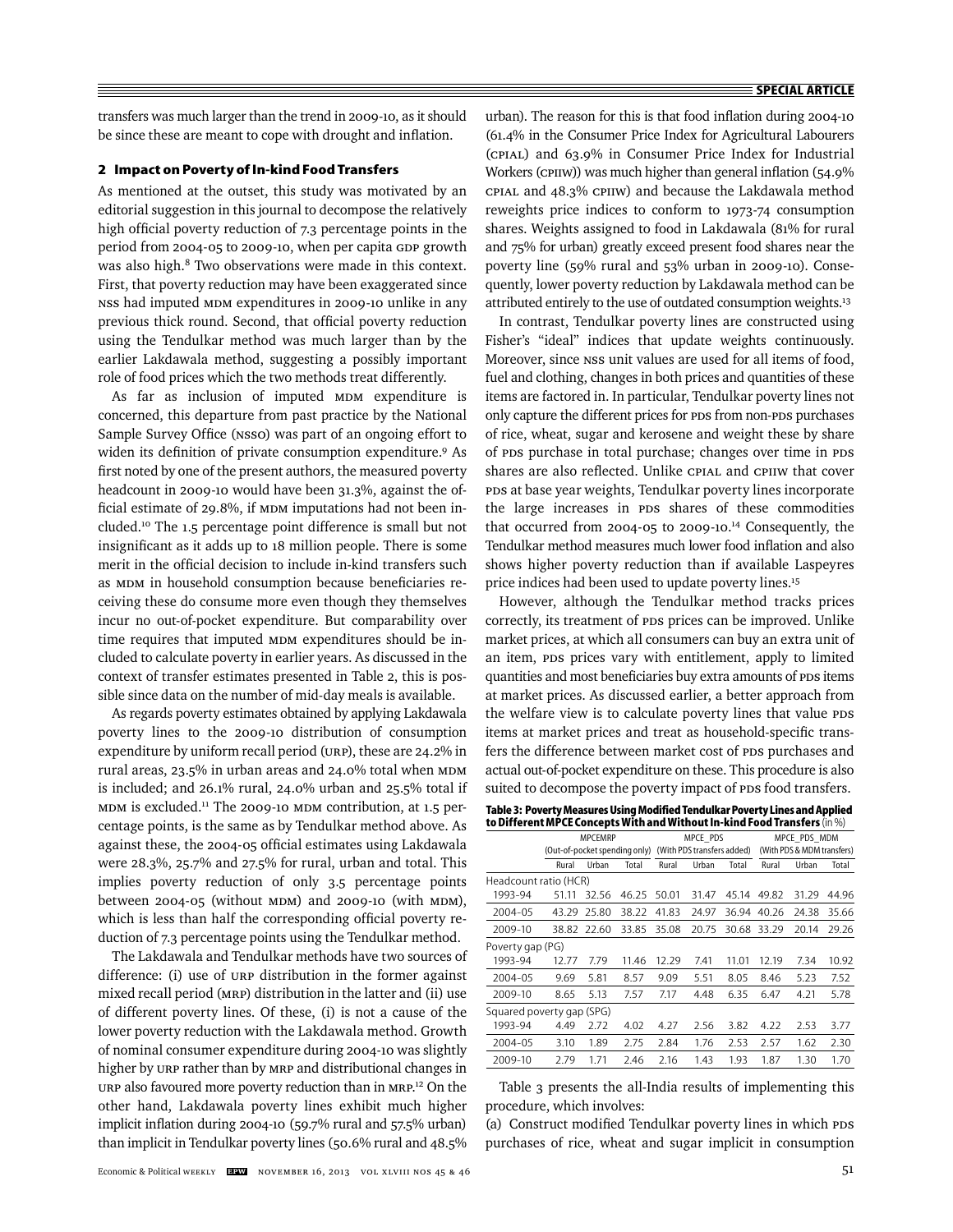transfers was much larger than the trend in 2009-10, as it should be since these are meant to cope with drought and inflation.

## 2 Impact on Poverty of In-kind Food Transfers

As mentioned at the outset, this study was motivated by an editorial suggestion in this journal to decompose the relatively high official poverty reduction of 7.3 percentage points in the period from 2004-05 to 2009-10, when per capita GDP growth was also high.[8] Two observations were made in this context. First, that poverty reduction may have been exaggerated since NSS had imputed MDM expenditures in 2009-10 unlike in any previous thick round. Second, that official poverty reduction using the Tendulkar method was much larger than by the earlier Lakdawala method, suggesting a possibly important role of food prices which the two methods treat differently.

As far as inclusion of imputed MDM expenditure is concerned, this departure from past practice by the National Sample Survey Office (NSSO) was part of an ongoing effort to widen its definition of private consumption expenditure.[9] As first noted by one of the present authors, the measured poverty headcount in 2009-10 would have been 31.3%, against the official estimate of 29.8%, if MDM imputations had not been included.[10] The 1.5 percentage point difference is small but not insignificant as it adds up to 18 million people. There is some merit in the official decision to include in-kind transfers such as MDM in household consumption because beneficiaries receiving these do consume more even though they themselves incur no out-of-pocket expenditure. But comparability over time requires that imputed MDM expenditures should be included to calculate poverty in earlier years. As discussed in the context of transfer estimates presented in Table 2, this is possible since data on the number of mid-day meals is available.

As regards poverty estimates obtained by applying Lakdawala poverty lines to the 2009-10 distribution of consumption expenditure by uniform recall period (URP), these are 24.2% in rural areas, 23.5% in urban areas and 24.0% total when MDM is included; and 26.1% rural, 24.0% urban and 25.5% total if MDM is excluded.[11] The 2009-10 MDM contribution, at 1.5 percentage points, is the same as by Tendulkar method above. As against these, the 2004-05 official estimates using Lakdawala were 28.3%, 25.7% and 27.5% for rural, urban and total. This implies poverty reduction of only 3.5 percentage points between 2004-05 (without MDM) and 2009-10 (with MDM), which is less than half the corresponding official poverty reduction of 7.3 percentage points using the Tendulkar method.

The Lakdawala and Tendulkar methods have two sources of difference: (i) use of URP distribution in the former against mixed recall period (MRP) in the latter and (ii) use of different poverty lines. Of these, (i) is not a cause of the lower poverty reduction with the Lakdawala method. Growth of nominal consumer expenditure during 2004-10 was slightly higher by URP rather than by MRP and distributional changes in URP also favoured more poverty reduction than in MRP.[12] On the other hand, Lakdawala poverty lines exhibit much higher implicit inflation during 2004-10 (59.7% rural and 57.5% urban) than implicit in Tendulkar poverty lines (50.6% rural and 48.5% urban). The reason for this is that food inflation during 2004-10 (61.4% in the Consumer Price Index for Agricultural Labourers (CPIAL) and 63.9% in Consumer Price Index for Industrial Workers (CPIIW)) was much higher than general inflation (54.9% CPIAL and 48.3% CPIIW) and because the Lakdawala method reweights price indices to conform to 1973-74 consumption shares. Weights assigned to food in Lakdawala (81% for rural and 75% for urban) greatly exceed present food shares near the poverty line (59% rural and 53% urban in 2009-10). Consequently, lower poverty reduction by Lakdawala method can be attributed entirely to the use of outdated consumption weights.[13]

In contrast, Tendulkar poverty lines are constructed using Fisher's "ideal" indices that update weights continuously. Moreover, since NSS unit values are used for all items of food, fuel and clothing, changes in both prices and quantities of these items are factored in. In particular, Tendulkar poverty lines not only capture the different prices for PDS from non-PDS purchases of rice, wheat, sugar and kerosene and weight these by share of PDS purchase in total purchase; changes over time in PDS shares are also reflected. Unlike CPIAL and CPIIW that cover PDS at base year weights, Tendulkar poverty lines incorporate the large increases in PDS shares of these commodities that occurred from 2004-05 to 2009-10.[14] Consequently, the Tendulkar method measures much lower food inflation and also shows higher poverty reduction than if available Laspeyres price indices had been used to update poverty lines.[15]

However, although the Tendulkar method tracks prices correctly, its treatment of PDS prices can be improved. Unlike market prices, at which all consumers can buy an extra unit of an item, PDS prices vary with entitlement, apply to limited quantities and most beneficiaries buy extra amounts of PDS items at market prices. As discussed earlier, a better approach from the welfare view is to calculate poverty lines that value PDS items at market prices and treat as household-specific transfers the difference between market cost of PDS purchases and actual out-of-pocket expenditure on these. This procedure is also suited to decompose the poverty impact of PDS food transfers.

**Table 3: Poverty Measures Using Modified Tendulkar Poverty Lines and Applied to Different MPCE Concepts With and Without In-kind Food Transfers** (in %)

| | MPCEMRP (Out-of-pocket spending only) | | | MPCE_PDS (With PDS transfers added) | | | MPCE_PDS_MDM (With PDS & MDM transfers) | | |
|---|---|---|---|---|---|---|---|---|---|
| | Rural | Urban | Total | Rural | Urban | Total | Rural | Urban | Total |
| Headcount ratio (HCR) | | | | | | | | | |
| 1993-94 | 51.11 | 32.56 | 46.25 | 50.01 | 31.47 | 45.14 | 49.82 | 31.29 | 44.96 |
| 2004-05 | 43.29 | 25.80 | 38.22 | 41.83 | 24.97 | 36.94 | 40.26 | 24.38 | 35.66 |
| 2009-10 | 38.82 | 22.60 | 33.85 | 35.08 | 20.75 | 30.68 | 33.29 | 20.14 | 29.26 |
| Poverty gap (PG) | | | | | | | | | |
| 1993-94 | 12.77 | 7.79 | 11.46 | 12.29 | 7.41 | 11.01 | 12.19 | 7.34 | 10.92 |
| 2004-05 | 9.69 | 5.81 | 8.57 | 9.09 | 5.51 | 8.05 | 8.46 | 5.23 | 7.52 |
| 2009-10 | 8.65 | 5.13 | 7.57 | 7.17 | 4.48 | 6.35 | 6.47 | 4.21 | 5.78 |
| Squared poverty gap (SPG) | | | | | | | | | |
| 1993-94 | 4.49 | 2.72 | 4.02 | 4.27 | 2.56 | 3.82 | 4.22 | 2.53 | 3.77 |
| 2004-05 | 3.10 | 1.89 | 2.75 | 2.84 | 1.76 | 2.53 | 2.57 | 1.62 | 2.30 |
| 2009-10 | 2.79 | 1.71 | 2.46 | 2.16 | 1.43 | 1.93 | 1.87 | 1.30 | 1.70 |

Table 3 presents the all-India results of implementing this procedure, which involves:

(a) Construct modified Tendulkar poverty lines in which PDS purchases of rice, wheat and sugar implicit in consumption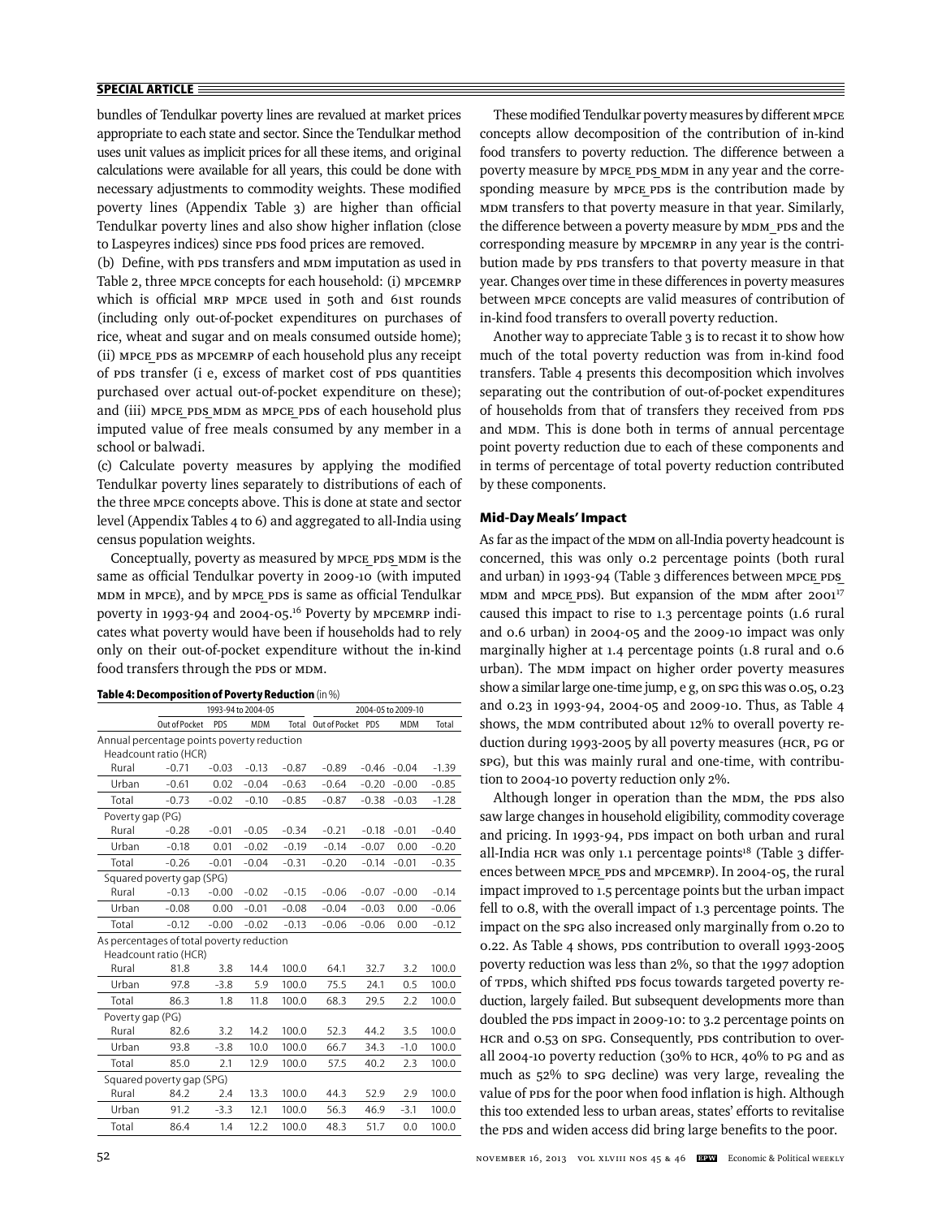bundles of Tendulkar poverty lines are revalued at market prices appropriate to each state and sector. Since the Tendulkar method uses unit values as implicit prices for all these items, and original calculations were available for all years, this could be done with necessary adjustments to commodity weights. These modified poverty lines (Appendix Table 3) are higher than official Tendulkar poverty lines and also show higher inflation (close to Laspeyres indices) since PDS food prices are removed.

(b) Define, with PDS transfers and MDM imputation as used in Table 2, three MPCE concepts for each household: (i) MPCEMRP which is official MRP MPCE used in 50th and 61st rounds (including only out-of-pocket expenditures on purchases of rice, wheat and sugar and on meals consumed outside home); (ii) MPCE_PDS as MPCEMRP of each household plus any receipt of PDS transfer (i e, excess of market cost of PDS quantities purchased over actual out-of-pocket expenditure on these); and (iii) MPCE_PDS_MDM as MPCE_PDS of each household plus imputed value of free meals consumed by any member in a school or balwadi.

(c) Calculate poverty measures by applying the modified Tendulkar poverty lines separately to distributions of each of the three MPCE concepts above. This is done at state and sector level (Appendix Tables 4 to 6) and aggregated to all-India using census population weights.

Conceptually, poverty as measured by MPCE_PDS_MDM is the same as official Tendulkar poverty in 2009-10 (with imputed MDM in MPCE), and by MPCE_PDS is same as official Tendulkar poverty in 1993-94 and 2004-05.[16] Poverty by MPCEMRP indicates what poverty would have been if households had to rely only on their out-of-pocket expenditure without the in-kind food transfers through the PDS or MDM.

**Table 4: Decomposition of Poverty Reduction** (in %)

| | 1993-94 to 2004-05 | | | | 2004-05 to 2009-10 | | | |
|---|---|---|---|---|---|---|---|---|
| | Out of Pocket | PDS | MDM | Total | Out of Pocket | PDS | MDM | Total |
| Annual percentage point poverty reduction | | | | | | | | |
| Headcount ratio (HCR) | | | | | | | | |
| Rural | −0.71 | −0.03 | −0.13 | −0.87 | −0.89 | −0.46 | −0.04 | −1.39 |
| Urban | −0.61 | 0.02 | −0.04 | −0.63 | −0.64 | −0.20 | −0.00 | −0.85 |
| Total | −0.73 | −0.02 | −0.10 | −0.85 | −0.87 | −0.38 | −0.03 | −1.28 |
| Poverty gap (PG) | | | | | | | | |
| Rural | −0.28 | −0.01 | −0.05 | −0.34 | −0.21 | −0.18 | −0.01 | −0.40 |
| Urban | −0.18 | 0.01 | −0.02 | −0.19 | −0.14 | −0.07 | 0.00 | −0.20 |
| Total | −0.26 | −0.01 | −0.04 | −0.31 | −0.20 | −0.14 | −0.01 | −0.35 |
| Squared poverty gap (SPG) | | | | | | | | |
| Rural | −0.13 | −0.00 | −0.02 | −0.15 | −0.06 | −0.07 | −0.00 | −0.14 |
| Urban | −0.08 | 0.00 | −0.01 | −0.08 | −0.04 | −0.03 | 0.00 | −0.06 |
| Total | −0.12 | −0.00 | −0.02 | −0.13 | −0.06 | −0.06 | 0.00 | −0.12 |
| As percentages of total poverty reduction | | | | | | | | |
| Headcount ratio (HCR) | | | | | | | | |
| Rural | 81.8 | 3.8 | 14.4 | 100.0 | 64.1 | 32.7 | 3.2 | 100.0 |
| Urban | 97.8 | −3.8 | 5.9 | 100.0 | 75.5 | 24.1 | 0.5 | 100.0 |
| Total | 86.3 | 1.8 | 11.8 | 100.0 | 68.3 | 29.5 | 2.2 | 100.0 |
| Poverty gap (PG) | | | | | | | | |
| Rural | 82.6 | 3.2 | 14.2 | 100.0 | 52.3 | 44.2 | 3.5 | 100.0 |
| Urban | 93.8 | −3.8 | 10.0 | 100.0 | 66.7 | 34.3 | −1.0 | 100.0 |
| Total | 85.0 | 2.1 | 12.9 | 100.0 | 57.5 | 40.2 | 2.3 | 100.0 |
| Squared poverty gap (SPG) | | | | | | | | |
| Rural | 84.2 | 2.4 | 13.3 | 100.0 | 44.3 | 52.9 | 2.9 | 100.0 |
| Urban | 91.2 | −3.3 | 12.1 | 100.0 | 56.3 | 46.9 | −3.1 | 100.0 |
| Total | 86.4 | 1.4 | 12.2 | 100.0 | 48.3 | 51.7 | 0.0 | 100.0 |

These modified Tendulkar poverty measures by different MPCE concepts allow decomposition of the contribution of in-kind food transfers to poverty reduction. The difference between a poverty measure by MPCE_PDS_MDM in any year and the corresponding measure by MPCE_PDS is the contribution made by MDM transfers to that poverty measure in that year. Similarly, the difference between a poverty measure by MDM_PDS and the corresponding measure by MPCEMRP in any year is the contribution made by PDS transfers to that poverty measure in that year. Changes over time in these differences in poverty measures between MPCE concepts are valid measures of contribution of in-kind food transfers to overall poverty reduction.

Another way to appreciate Table 3 is to recast it to show how much of the total poverty reduction was from in-kind food transfers. Table 4 presents this decomposition which involves separating out the contribution of out-of-pocket expenditures of households from that of transfers they received from PDS and MDM. This is done both in terms of annual percentage point poverty reduction due to each of these components and in terms of percentage of total poverty reduction contributed by these components.

## Mid-Day Meals' Impact

As far as the impact of the MDM on all-India poverty headcount is concerned, this was only 0.2 percentage points (both rural and urban) in 1993-94 (Table 3 differences between MPCE_PDS_MDM and MPCE_PDS). But expansion of the MDM after 2001[17] caused this impact to rise to 1.3 percentage points (1.6 rural and 0.6 urban) in 2004-05 and the 2009-10 impact was only marginally higher at 1.4 percentage points (1.8 rural and 0.6 urban). The MDM impact on higher order poverty measures show a similar large one-time jump, e g, on SPG this was 0.05, 0.23 and 0.23 in 1993-94, 2004-05 and 2009-10. Thus, as Table 4 shows, the MDM contributed about 12% to overall poverty reduction during 1993-2005 by all poverty measures (HCR, PG or SPG), but this was mainly rural and one-time, with contribution to 2004-10 poverty reduction only 2%.

Although longer in operation than the MDM, the PDS also saw large changes in household eligibility, commodity coverage and pricing. In 1993-94, PDS impact on both urban and rural all-India HCR was only 1.1 percentage points[18] (Table 3 differences between MPCE_PDS and MPCEMRP). In 2004-05, the rural impact improved to 1.5 percentage points but the urban impact fell to 0.8, with the overall impact of 1.3 percentage points. The impact on the SPG also increased only marginally from 0.20 to 0.22. As Table 4 shows, PDS contribution to overall 1993-2005 poverty reduction was less than 2%, so that the 1997 adoption of TPDS, which shifted PDS focus towards targeted poverty reduction, largely failed. But subsequent developments more than doubled the PDS impact in 2009-10: to 3.2 percentage points on HCR and 0.53 on SPG. Consequently, PDS contribution to overall 2004-10 poverty reduction (30% to HCR, 40% to PG and as much as 52% to SPG decline) was very large, revealing the value of PDS for the poor when food inflation is high. Although this too extended less to urban areas, states' efforts to revitalise the PDS and widen access did bring large benefits to the poor.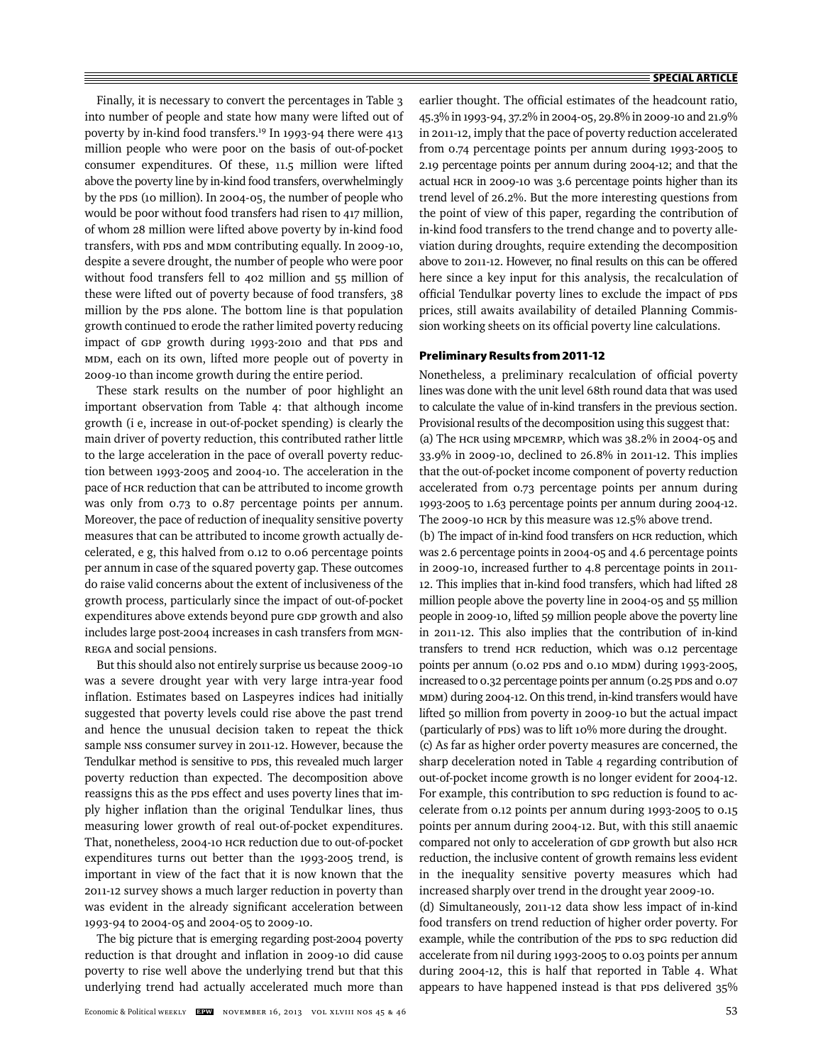Finally, it is necessary to convert the percentages in Table 3 into number of people and state how many were lifted out of poverty by in-kind food transfers.[19] In 1993-94 there were 413 million people who were poor on the basis of out-of-pocket consumer expenditures. Of these, 11.5 million were lifted above the poverty line by in-kind food transfers, overwhelmingly by the PDS (10 million). In 2004-05, the number of people who would be poor without food transfers had risen to 417 million, of whom 28 million were lifted above poverty by in-kind food transfers, with PDS and MDM contributing equally. In 2009-10, despite a severe drought, the number of people who were poor without food transfers fell to 402 million and 55 million of these were lifted out of poverty because of food transfers, 38 million by the PDS alone. The bottom line is that population growth continued to erode the rather limited poverty reducing impact of GDP growth during 1993-2010 and that PDS and MDM, each on its own, lifted more people out of poverty in 2009-10 than income growth during the entire period.

These stark results on the number of poor highlight an important observation from Table 4: that although income growth (i e, increase in out-of-pocket spending) is clearly the main driver of poverty reduction, this contributed rather little to the large acceleration in the pace of overall poverty reduction between 1993-2005 and 2004-10. The acceleration in the pace of HCR reduction that can be attributed to income growth was only from 0.73 to 0.87 percentage points per annum. Moreover, the pace of reduction of inequality sensitive poverty measures that can be attributed to income growth actually decelerated, e g, this halved from 0.12 to 0.06 percentage points per annum in case of the squared poverty gap. These outcomes do raise valid concerns about the extent of inclusiveness of the growth process, particularly since the impact of out-of-pocket expenditures above extends beyond pure GDP growth and also includes large post-2004 increases in cash transfers from MGNREGA and social pensions.

But this should also not entirely surprise us because 2009-10 was a severe drought year with very large intra-year food inflation. Estimates based on Laspeyres indices had initially suggested that poverty levels could rise above the past trend and hence the unusual decision taken to repeat the thick sample NSS consumer survey in 2011-12. However, because the Tendulkar method is sensitive to PDS, this revealed much larger poverty reduction than expected. The decomposition above reassigns this as the PDS effect and uses poverty lines that imply higher inflation than the original Tendulkar lines, thus measuring lower growth of real out-of-pocket expenditures. That, nonetheless, 2004-10 HCR reduction due to out-of-pocket expenditures turns out better than the 1993-2005 trend, is important in view of the fact that it is now known that the 2011-12 survey shows a much larger reduction in poverty than was evident in the already significant acceleration between 1993-94 to 2004-05 and 2004-05 to 2009-10.

The big picture that is emerging regarding post-2004 poverty reduction is that drought and inflation in 2009-10 did cause poverty to rise well above the underlying trend but that this underlying trend had actually accelerated much more than earlier thought. The official estimates of the headcount ratio, 45.3% in 1993-94, 37.2% in 2004-05, 29.8% in 2009-10 and 21.9% in 2011-12, imply that the pace of poverty reduction accelerated from 0.74 percentage points per annum during 1993-2005 to 2.19 percentage points per annum during 2004-12; and that the actual HCR in 2009-10 was 3.6 percentage points higher than its trend level of 26.2%. But the more interesting questions from the point of view of this paper, regarding the contribution of in-kind food transfers to the trend change and to poverty alleviation during droughts, require extending the decomposition above to 2011-12. However, no final results on this can be offered here since a key input for this analysis, the recalculation of official Tendulkar poverty lines to exclude the impact of PDS prices, still awaits availability of detailed Planning Commission working sheets on its official poverty line calculations.

### Preliminary Results from 2011-12

Nonetheless, a preliminary recalculation of official poverty lines was done with the unit level 68th round data that was used to calculate the value of in-kind transfers in the previous section. Provisional results of the decomposition using this suggest that:

(a) The HCR using MPCEMRP, which was 38.2% in 2004-05 and 33.9% in 2009-10, declined to 26.8% in 2011-12. This implies that the out-of-pocket income component of poverty reduction accelerated from 0.73 percentage points per annum during 1993-2005 to 1.63 percentage points per annum during 2004-12. The 2009-10 HCR by this measure was 12.5% above trend.

(b) The impact of in-kind food transfers on HCR reduction, which was 2.6 percentage points in 2004-05 and 4.6 percentage points in 2009-10, increased further to 4.8 percentage points in 2011-12. This implies that in-kind food transfers, which had lifted 28 million people above the poverty line in 2004-05 and 55 million people in 2009-10, lifted 59 million people above the poverty line in 2011-12. This also implies that the contribution of in-kind transfers to trend HCR reduction, which was 0.12 percentage points per annum (0.02 PDS and 0.10 MDM) during 1993-2005, increased to 0.32 percentage points per annum (0.25 PDS and 0.07 MDM) during 2004-12. On this trend, in-kind transfers would have lifted 50 million from poverty in 2009-10 but the actual impact (particularly of PDS) was to lift 10% more during the drought.

(c) As far as higher order poverty measures are concerned, the sharp deceleration noted in Table 4 regarding contribution of out-of-pocket income growth is no longer evident for 2004-12. For example, this contribution to SPG reduction is found to accelerate from 0.12 points per annum during 1993-2005 to 0.15 points per annum during 2004-12. But, with this still anaemic compared not only to acceleration of GDP growth but also HCR reduction, the inclusive content of growth remains less evident in the inequality sensitive poverty measures which had increased sharply over trend in the drought year 2009-10.

(d) Simultaneously, 2011-12 data show less impact of in-kind food transfers on trend reduction of higher order poverty. For example, while the contribution of the PDS to SPG reduction did accelerate from nil during 1993-2005 to 0.03 points per annum during 2004-12, this is half that reported in Table 4. What appears to have happened instead is that PDS delivered 35%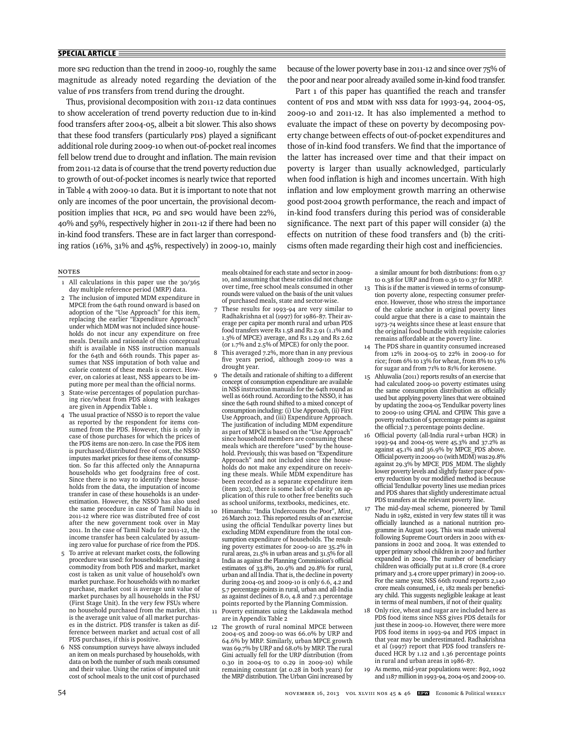more SPG reduction than the trend in 2009-10, roughly the same magnitude as already noted regarding the deviation of the value of PDS transfers from trend during the drought.

Thus, provisional decomposition with 2011-12 data continues to show acceleration of trend poverty reduction due to in-kind food transfers after 2004-05, albeit a bit slower. This also shows that these food transfers (particularly PDS) played a significant additional role during 2009-10 when out-of-pocket real incomes fell below trend due to drought and inflation. The main revision from 2011-12 data is of course that the trend poverty reduction due to growth of out-of-pocket incomes is nearly twice that reported in Table 4 with 2009-10 data. But it is important to note that not only are incomes of the poor uncertain, the provisional decomposition implies that HCR, PG and SPG would have been 22%, 40% and 59%, respectively higher in 2011-12 if there had been no in-kind food transfers. These are in fact larger than corresponding ratios (16%, 31% and 45%, respectively) in 2009-10, mainly because of the lower poverty base in 2011-12 and since over 75% of the poor and near poor already availed some in-kind food transfer.

Part 1 of this paper has quantified the reach and transfer content of PDS and MDM with NSS data for 1993-94, 2004-05, 2009-10 and 2011-12. It has also implemented a method to evaluate the impact of these on poverty by decomposing poverty change between effects of out-of-pocket expenditures and those of in-kind food transfers. We find that the importance of the latter has increased over time and that their impact on poverty is larger than usually acknowledged, particularly when food inflation is high and incomes uncertain. With high inflation and low employment growth marring an otherwise good post-2004 growth performance, the reach and impact of in-kind food transfers during this period was of considerable significance. The next part of this paper will consider (a) the effects on nutrition of these food transfers and (b) the criticisms often made regarding their high cost and inefficiencies.

## Notes

1. All calculations in this paper use the 30/365 day multiple reference period (MRP) data.
2. The inclusion of imputed MDM expenditure in MPCE from the 64th round onward is based on adoption of the "Use Approach" for this item, replacing the earlier "Expenditure Approach" under which MDM was not included since households do not incur any expenditure on free meals. Details and rationale of this conceptual shift is available in NSS instruction manuals for the 64th and 66th rounds. This paper assumes that NSS imputation of both value and calorie content of these meals is correct. However, on calories at least, NSS appears to be imputing more per meal than the official norms.
3. State-wise percentages of population purchasing rice/wheat from PDS along with leakages are given in Appendix Table 1.
4. The usual practice of NSSO is to report the value as reported by the respondent for items consumed from the PDS. However, this is only in case of those purchases for which the prices of the PDS items are non-zero. In case the PDS item is purchased/distributed free of cost, the NSSO imputes market prices for these items of consumption. So far this affected only the Annapurna households who get foodgrains free of cost. Since there is no way to identify these households from the data, the imputation of income transfer in case of these households is an underestimation. However, the NSSO has also used the same procedure in case of Tamil Nadu in 2011-12 where rice was distributed free of cost after the new government took over in May 2011. In the case of Tamil Nadu for 2011-12, the income transfer has been calculated by assuming zero value for purchase of rice from the PDS.
5. To arrive at relevant market costs, the following procedure was used: for households purchasing a commodity from both PDS and market, market cost is taken as unit value of household's own market purchase. For households with no market purchase, market cost is average unit value of market purchases by all households in the FSU (First Stage Unit). In the very few FSUs where no household purchased from the market, this is the average unit value of all market purchases in the district. PDS transfer is taken as difference between market and actual cost of all PDS purchases, if this is positive.
6. NSS consumption surveys have always included an item on meals purchased by households, with data on both the number of such meals consumed and their value. Using the ratios of imputed unit cost of school meals to the unit cost of purchased meals obtained for each state and sector in 2009-10, and assuming that these ratios did not change over time, free school meals consumed in other rounds were valued on the basis of the unit values of purchased meals, state and sector-wise.
7. These results for 1993-94 are very similar to Radhakrishna et al (1997) for 1986-87. Their average per capita per month rural and urban PDS food transfers were Rs 1.58 and Rs 2.91 (1.1% and 1.3% of MPCE) average, and Rs 1.29 and Rs 2.62 (or 1.7% and 2.5% of MPCE) for only the poor.
8. This averaged 7.2%, more than in any previous five years period, although 2009-10 was a drought year.
9. The details and rationale of shifting to a different concept of consumption expenditure are available in NSS instruction manuals for the 64th round as well as 66th round. According to the NSSO, it has since the 64th round shifted to a mixed concept of consumption including: (i) Use Approach, (ii) First Use Approach, and (iii) Expenditure Approach. The justification of including MDM expenditure as part of MPCE is based on the "Use Approach" since household members are consuming these meals which are therefore "used" by the household. Previously, this was based on "Expenditure Approach" and not included since the households do not make any expenditure on receiving these meals. While MDM expenditure has been recorded as a separate expenditure item (item 302), there is some lack of clarity on application of this rule to other free benefits such as school uniforms, textbooks, medicines, etc.
10. Himanshu: "India Undercounts the Poor", *Mint*, 26 March 2012. This reported results of an exercise using the official Tendulkar poverty lines but excluding MDM expenditure from the total consumption expenditure of households. The resulting poverty estimates for 2009-10 are 35.2% in rural areas, 21.5% in urban areas and 31.5% for all India as against the Planning Commission's official estimates of 33.8%, 20.9% and 29.8% for rural, urban and all India. That is, the decline in poverty during 2004-05 and 2009-10 is only 6.6, 4.2 and 5.7 percentage points in rural, urban and all-India as against declines of 8.0, 4.8 and 7.3 percentage points reported by the Planning Commission.
11. Poverty estimates using the Lakdawala method are in Appendix Table 2
12. The growth of rural nominal MPCE between 2004-05 and 2009-10 was 66.0% by URP and 64.6% by MRP. Similarly, urban MPCE growth was 69.7% by URP and 68.0% by MRP. The rural Gini actually fell for the URP distribution (from 0.30 in 2004-05 to 0.29 in 2009-10) while remaining constant (at 0.28 in both years) for the MRP distribution. The Urban Gini increased by a similar amount for both distributions: from 0.37 to 0.38 for URP and from 0.36 to 0.37 for MRP.
13. This is if the matter is viewed in terms of consumption poverty alone, respecting consumer preference. However, those who stress the importance of the calorie anchor in original poverty lines could argue that there is a case to maintain the 1973-74 weights since these at least ensure that the original food bundle with requisite calories remains affordable at the poverty line.
14. The PDS share in quantity consumed increased from 12% in 2004-05 to 22% in 2009-10 for rice; from 6% to 13% for wheat, from 8% to 13% for sugar and from 71% to 81% for kerosene.
15. Ahluwalia (2011) reports results of an exercise that had calculated 2009-10 poverty estimates using the same consumption distribution as officially used but applying poverty lines that were obtained by updating the 2004-05 Tendulkar poverty lines to 2009-10 using CPIAL and CPIIW. This gave a poverty reduction of 5 percentage points as against the official 7.3 percentage points decline.
16. Official poverty (all-India rural+urban HCR) in 1993-94 and 2004-05 were 45.3% and 37.2% as against 45.1% and 36.9% by MPCE_PDS above. Official poverty in 2009-10 (with MDM) was 29.8% against 29.3% by MPCE_PDS_MDM. The slightly lower poverty levels and slightly faster pace of poverty reduction by our modified method is because official Tendulkar poverty lines use median prices and PDS shares that slightly underestimate actual PDS transfers at the relevant poverty line.
17. The mid-day-meal scheme, pioneered by Tamil Nadu in 1982, existed in very few states till it was officially launched as a national nutrition programme in August 1995. This was made universal following Supreme Court orders in 2001 with expansions in 2002 and 2004. It was extended to upper primary school children in 2007 and further expanded in 2009. The number of beneficiary children was officially put at 11.8 crore (8.4 crore primary and 3.4 crore upper primary) in 2009-10. For the same year, NSS 66th round reports 2,140 crore meals consumed, i e, 182 meals per beneficiary child. This suggests negligible leakage at least in terms of meal numbers, if not of their quality.
18. Only rice, wheat and sugar are included here as PDS food items since NSS gives PDS details for just these in 2009-10. However, there were more PDS food items in 1993-94 and PDS impact in that year may be underestimated. Radhakrishna et al (1997) report that PDS food transfers reduced HCR by 1.12 and 1.36 percentage points in rural and urban areas in 1986-87.
19. As memo, mid-year populations were: 892, 1092 and 1187 million in 1993-94, 2004-05 and 2009-10.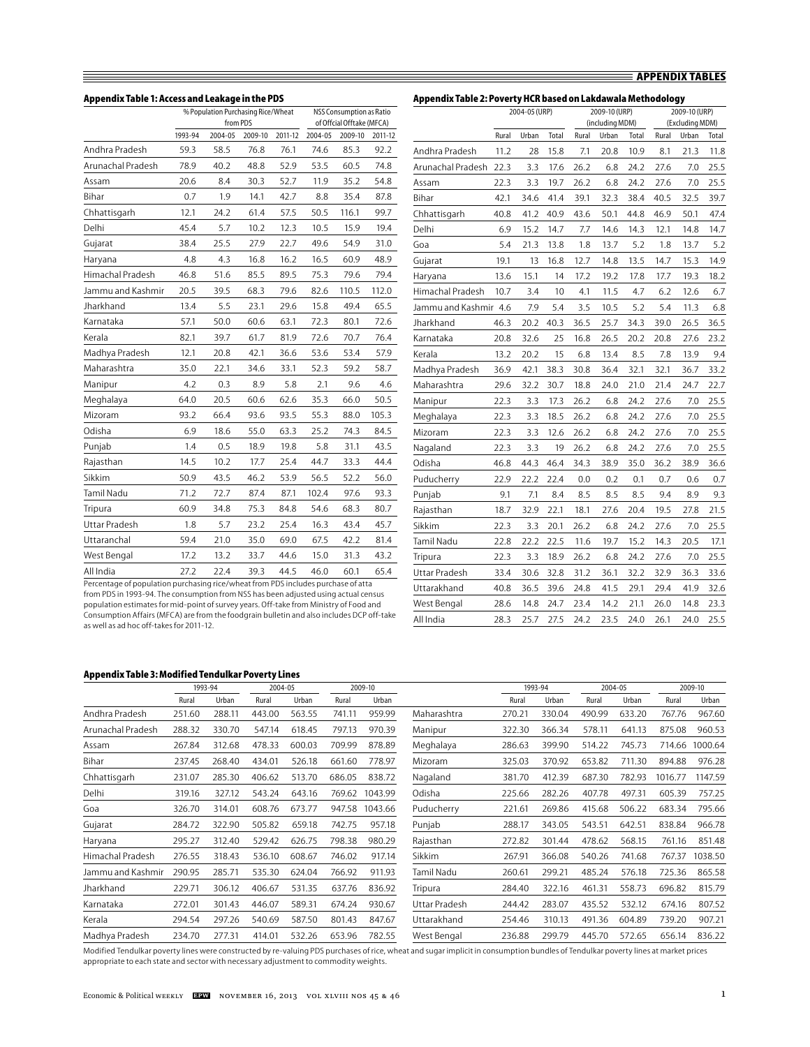## APPENDIX TABLES

### Appendix Table 1: Access and Leakage in the PDS

| | % Population Purchasing Rice/Wheat from PDS | | | | NSS Consumption as Ratio of Offcial Offtake (MFCA) | | |
|---|---|---|---|---|---|---|---|
| | 1993-94 | 2004-05 | 2009-10 | 2011-12 | 2004-05 | 2009-10 | 2011-12 |
| Andhra Pradesh | 59.3 | 58.5 | 76.8 | 76.1 | 74.6 | 85.3 | 92.2 |
| Arunachal Pradesh | 78.9 | 40.2 | 48.8 | 52.9 | 53.5 | 60.5 | 74.8 |
| Assam | 20.6 | 8.4 | 30.3 | 52.7 | 11.9 | 35.2 | 54.8 |
| Bihar | 0.7 | 1.9 | 14.1 | 42.7 | 8.8 | 35.4 | 87.8 |
| Chhattisgarh | 12.1 | 24.2 | 61.4 | 57.5 | 50.5 | 116.1 | 99.7 |
| Delhi | 45.4 | 5.7 | 10.2 | 12.3 | 10.5 | 15.9 | 19.4 |
| Gujarat | 38.4 | 25.5 | 27.9 | 22.7 | 49.6 | 54.9 | 31.0 |
| Haryana | 4.8 | 4.3 | 16.8 | 16.2 | 16.5 | 60.9 | 48.9 |
| Himachal Pradesh | 46.8 | 51.6 | 85.5 | 89.5 | 75.3 | 79.6 | 79.4 |
| Jammu and Kashmir | 20.5 | 39.5 | 68.3 | 79.6 | 82.6 | 110.5 | 112.0 |
| Jharkhand | 13.4 | 5.5 | 23.1 | 29.6 | 15.8 | 49.4 | 65.5 |
| Karnataka | 57.1 | 50.0 | 60.6 | 63.1 | 72.3 | 80.1 | 72.6 |
| Kerala | 82.1 | 39.7 | 61.7 | 81.9 | 72.6 | 70.7 | 76.4 |
| Madhya Pradesh | 12.1 | 20.8 | 42.1 | 36.6 | 53.6 | 53.4 | 57.9 |
| Maharashtra | 35.0 | 22.1 | 34.6 | 33.1 | 52.3 | 59.2 | 58.7 |
| Manipur | 4.2 | 0.3 | 8.9 | 5.8 | 2.1 | 9.6 | 4.6 |
| Meghalaya | 64.0 | 20.5 | 60.6 | 62.6 | 35.3 | 66.0 | 50.5 |
| Mizoram | 93.2 | 66.4 | 93.6 | 93.5 | 55.3 | 88.0 | 105.3 |
| Odisha | 6.9 | 18.6 | 55.0 | 63.3 | 25.2 | 74.3 | 84.5 |
| Punjab | 1.4 | 0.5 | 18.9 | 19.8 | 5.8 | 31.1 | 43.5 |
| Rajasthan | 14.5 | 10.2 | 17.7 | 25.4 | 44.7 | 33.3 | 44.4 |
| Sikkim | 50.9 | 43.5 | 46.2 | 53.9 | 56.5 | 52.2 | 56.0 |
| Tamil Nadu | 71.2 | 72.7 | 87.4 | 87.1 | 102.4 | 97.6 | 93.3 |
| Tripura | 60.9 | 34.8 | 75.3 | 84.8 | 54.6 | 68.3 | 80.7 |
| Uttar Pradesh | 1.8 | 5.7 | 23.2 | 25.4 | 16.3 | 43.4 | 45.7 |
| Uttaranchal | 59.4 | 21.0 | 35.0 | 69.0 | 67.5 | 42.2 | 81.4 |
| West Bengal | 17.2 | 13.2 | 33.7 | 44.6 | 15.0 | 31.3 | 43.2 |
| All India | 27.2 | 22.4 | 39.3 | 44.5 | 46.0 | 60.1 | 65.4 |

Percentage of population purchasing rice/wheat from PDS includes purchase of atta from PDS in 1993-94. The consumption from NSS has been adjusted using actual census population estimates for mid-point of survey years. Off-take from Ministry of Food and Consumption Affairs (MFCA) are from the foodgrain bulletin and also includes DCP off-take as well as ad hoc off-takes for 2011-12.

### Appendix Table 2: Poverty HCR based on Lakdawala Methodology

| | 2004-05 (URP) | | | 2009-10 (URP) (including MDM) | | | 2009-10 (URP) (Excluding MDM) | | |
|---|---|---|---|---|---|---|---|---|---|
| | Rural | Urban | Total | Rural | Urban | Total | Rural | Urban | Total |
| Andhra Pradesh | 11.2 | 28 | 15.8 | 7.1 | 20.8 | 10.9 | 8.1 | 21.3 | 11.8 |
| Arunachal Pradesh | 22.3 | 3.3 | 17.6 | 26.2 | 6.8 | 24.2 | 27.6 | 7.0 | 25.5 |
| Assam | 22.3 | 3.3 | 19.7 | 26.2 | 6.8 | 24.2 | 27.6 | 7.0 | 25.5 |
| Bihar | 42.1 | 34.6 | 41.4 | 39.1 | 32.3 | 38.4 | 40.5 | 32.5 | 39.7 |
| Chhattisgarh | 40.8 | 41.2 | 40.9 | 43.6 | 50.1 | 44.8 | 46.9 | 50.1 | 47.4 |
| Delhi | 6.9 | 15.2 | 14.7 | 7.7 | 14.6 | 14.3 | 12.1 | 14.8 | 14.7 |
| Goa | 5.4 | 21.3 | 13.8 | 1.8 | 13.7 | 5.2 | 1.8 | 13.7 | 5.2 |
| Gujarat | 19.1 | 13 | 16.8 | 12.7 | 14.8 | 13.5 | 14.7 | 15.3 | 14.9 |
| Haryana | 13.6 | 15.1 | 14 | 17.2 | 19.2 | 17.8 | 17.7 | 19.3 | 18.2 |
| Himachal Pradesh | 10.7 | 3.4 | 10 | 4.1 | 11.5 | 4.7 | 6.2 | 12.6 | 6.7 |
| Jammu and Kashmir | 4.6 | 7.9 | 5.4 | 3.5 | 10.5 | 5.2 | 5.4 | 11.3 | 6.8 |
| Jharkhand | 46.3 | 20.2 | 40.3 | 36.5 | 25.7 | 34.3 | 39.0 | 26.5 | 36.5 |
| Karnataka | 20.8 | 32.6 | 25 | 16.8 | 26.5 | 20.2 | 20.8 | 27.6 | 23.2 |
| Kerala | 13.2 | 20.2 | 15 | 6.8 | 13.4 | 8.5 | 7.8 | 13.9 | 9.4 |
| Madhya Pradesh | 36.9 | 42.1 | 38.3 | 30.8 | 36.4 | 32.1 | 32.1 | 36.7 | 33.2 |
| Maharashtra | 29.6 | 32.2 | 30.7 | 18.8 | 24.0 | 21.0 | 21.4 | 24.7 | 22.7 |
| Manipur | 22.3 | 3.3 | 17.3 | 26.2 | 6.8 | 24.2 | 27.6 | 7.0 | 25.5 |
| Meghalaya | 22.3 | 3.3 | 18.5 | 26.2 | 6.8 | 24.2 | 27.6 | 7.0 | 25.5 |
| Mizoram | 22.3 | 3.3 | 12.6 | 26.2 | 6.8 | 24.2 | 27.6 | 7.0 | 25.5 |
| Nagaland | 22.3 | 3.3 | 19 | 26.2 | 6.8 | 24.2 | 27.6 | 7.0 | 25.5 |
| Odisha | 46.8 | 44.3 | 46.4 | 34.3 | 38.9 | 35.0 | 36.2 | 38.9 | 36.6 |
| Puducherry | 22.9 | 22.2 | 22.4 | 0.0 | 0.2 | 0.1 | 0.7 | 0.6 | 0.7 |
| Punjab | 9.1 | 7.1 | 8.4 | 8.5 | 8.5 | 8.5 | 9.4 | 8.9 | 9.3 |
| Rajasthan | 18.7 | 32.9 | 22.1 | 18.1 | 27.6 | 20.4 | 19.5 | 27.8 | 21.5 |
| Sikkim | 22.3 | 3.3 | 20.1 | 26.2 | 6.8 | 24.2 | 27.6 | 7.0 | 25.5 |
| Tamil Nadu | 22.8 | 22.2 | 22.5 | 11.6 | 19.7 | 15.2 | 14.3 | 20.5 | 17.1 |
| Tripura | 22.3 | 3.3 | 18.9 | 26.2 | 6.8 | 24.2 | 27.6 | 7.0 | 25.5 |
| Uttar Pradesh | 33.4 | 30.6 | 32.8 | 31.2 | 36.1 | 32.2 | 32.9 | 36.3 | 33.6 |
| Uttarakhand | 40.8 | 36.5 | 39.6 | 24.8 | 41.5 | 29.1 | 29.4 | 41.9 | 32.6 |
| West Bengal | 28.6 | 14.8 | 24.7 | 23.4 | 14.2 | 21.1 | 26.0 | 14.8 | 23.3 |
| All India | 28.3 | 25.7 | 27.5 | 24.2 | 23.5 | 24.0 | 26.1 | 24.0 | 25.5 |

### Appendix Table 3: Modified Tendulkar Poverty Lines

| | 1993-94 | | 2004-05 | | 2009-10 | |
|---|---|---|---|---|---|---|
| | Rural | Urban | Rural | Urban | Rural | Urban |
| Andhra Pradesh | 251.60 | 288.11 | 443.00 | 563.55 | 741.11 | 959.99 |
| Arunachal Pradesh | 288.32 | 330.70 | 547.14 | 618.45 | 797.13 | 970.39 |
| Assam | 267.84 | 312.68 | 478.33 | 600.03 | 709.99 | 878.89 |
| Bihar | 237.45 | 268.40 | 434.01 | 526.18 | 661.60 | 778.97 |
| Chhattisgarh | 231.07 | 285.30 | 406.62 | 513.70 | 686.05 | 838.72 |
| Delhi | 319.16 | 327.12 | 543.24 | 643.16 | 769.62 | 1043.99 |
| Goa | 326.70 | 314.01 | 608.76 | 673.77 | 947.58 | 1043.66 |
| Gujarat | 284.72 | 322.90 | 505.82 | 659.18 | 742.75 | 957.18 |
| Haryana | 295.27 | 312.40 | 529.42 | 626.75 | 798.38 | 980.29 |
| Himachal Pradesh | 276.55 | 318.43 | 536.10 | 608.67 | 746.02 | 917.14 |
| Jammu and Kashmir | 290.95 | 285.71 | 535.30 | 624.04 | 766.92 | 911.93 |
| Jharkhand | 229.71 | 306.12 | 406.67 | 531.35 | 637.76 | 836.92 |
| Karnataka | 272.01 | 301.43 | 446.07 | 589.31 | 674.24 | 930.67 |
| Kerala | 294.54 | 297.26 | 540.69 | 587.50 | 801.43 | 847.67 |
| Madhya Pradesh | 234.70 | 277.31 | 414.01 | 532.26 | 653.96 | 782.55 |
| Maharashtra | 270.21 | 330.04 | 490.99 | 633.20 | 767.76 | 967.60 |
| Manipur | 322.30 | 366.34 | 578.11 | 641.13 | 875.08 | 960.53 |
| Meghalaya | 286.63 | 399.90 | 514.22 | 745.73 | 714.66 | 1000.64 |
| Mizoram | 325.03 | 370.92 | 653.82 | 711.30 | 894.88 | 976.28 |
| Nagaland | 381.70 | 412.39 | 687.30 | 782.93 | 1016.77 | 1147.59 |
| Odisha | 225.66 | 282.26 | 407.78 | 497.31 | 605.39 | 757.25 |
| Puducherry | 221.61 | 269.86 | 415.68 | 506.22 | 683.34 | 795.66 |
| Punjab | 288.17 | 343.05 | 543.51 | 642.51 | 838.84 | 966.78 |
| Rajasthan | 272.82 | 301.44 | 478.62 | 568.15 | 761.16 | 851.48 |
| Sikkim | 267.91 | 366.08 | 540.26 | 741.68 | 767.37 | 1038.50 |
| Tamil Nadu | 260.61 | 299.21 | 485.24 | 576.18 | 725.36 | 865.58 |
| Tripura | 284.40 | 322.16 | 461.31 | 558.73 | 696.82 | 815.79 |
| Uttar Pradesh | 244.42 | 283.07 | 435.52 | 532.12 | 674.16 | 807.52 |
| Uttarakhand | 254.46 | 310.13 | 491.36 | 604.89 | 739.20 | 907.21 |
| West Bengal | 236.88 | 299.79 | 445.70 | 572.65 | 656.14 | 836.22 |

Modified Tendulkar poverty lines were constructed by re-valuing PDS purchases of rice, wheat and sugar implicit in consumption bundles of Tendulkar poverty lines at market prices appropriate to each state and sector with necessary adjustment to commodity weights.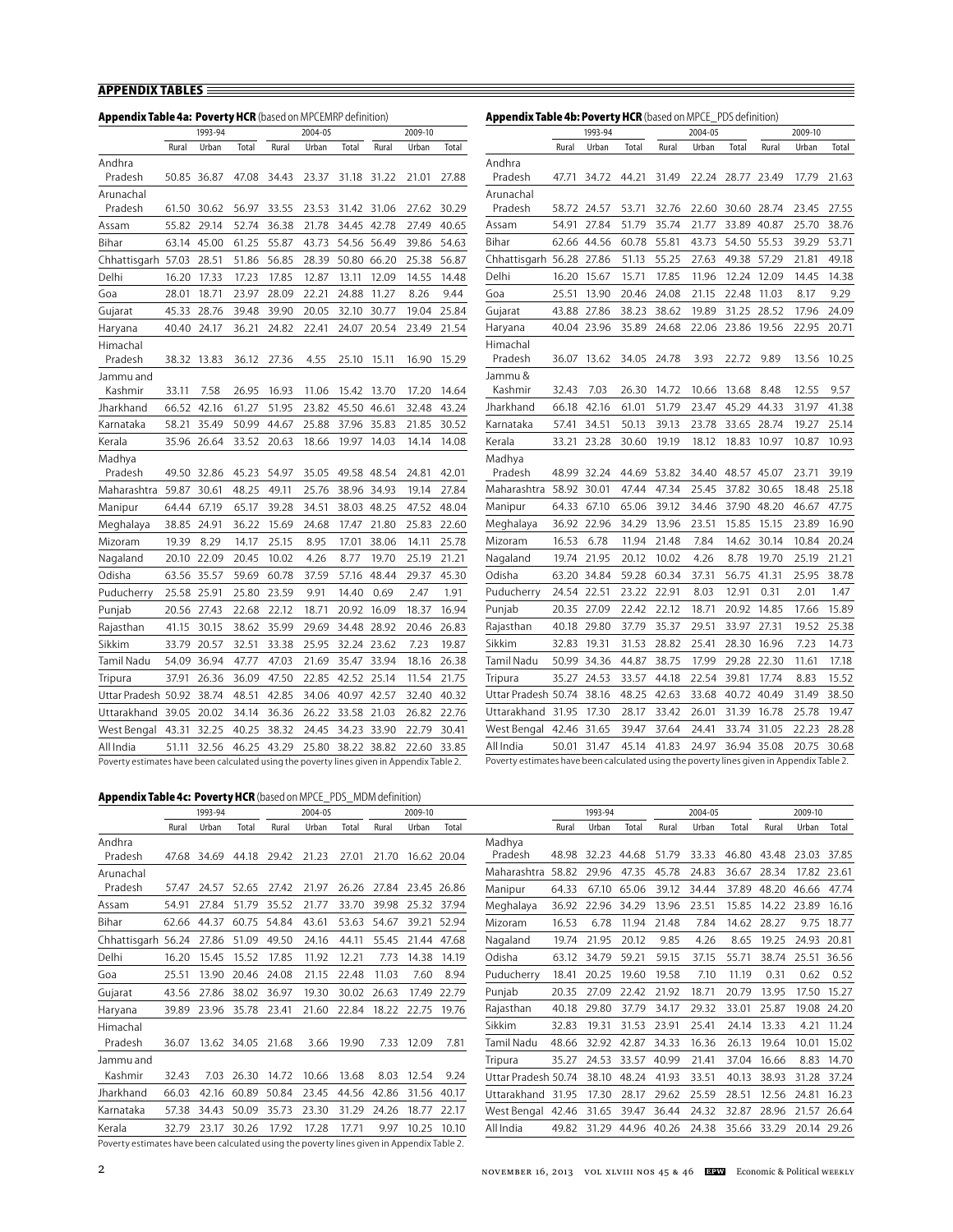## APPENDIX TABLES

**Appendix Table 4a: Poverty HCR** (based on MPCEMRP definition)

| | 1993-94 | | | 2004-05 | | | 2009-10 | | |
|---|---|---|---|---|---|---|---|---|---|
| | Rural | Urban | Total | Rural | Urban | Total | Rural | Urban | Total |
| Andhra Pradesh | 50.85 | 36.87 | 47.08 | 34.43 | 23.37 | 31.18 | 31.22 | 21.01 | 27.88 |
| Arunachal Pradesh | 61.50 | 30.62 | 56.97 | 33.55 | 23.53 | 31.42 | 31.06 | 27.62 | 30.29 |
| Assam | 55.82 | 29.14 | 52.74 | 36.38 | 21.78 | 34.45 | 42.78 | 27.49 | 40.65 |
| Bihar | 63.14 | 45.00 | 61.25 | 55.87 | 43.73 | 54.56 | 56.49 | 39.86 | 54.63 |
| Chhattisgarh | 57.03 | 28.51 | 51.86 | 56.85 | 28.39 | 50.80 | 66.20 | 25.38 | 56.87 |
| Delhi | 16.20 | 17.33 | 17.23 | 17.85 | 12.87 | 13.11 | 12.09 | 14.55 | 14.48 |
| Goa | 28.01 | 18.71 | 23.97 | 28.09 | 22.21 | 24.88 | 11.27 | 8.26 | 9.44 |
| Gujarat | 45.33 | 28.76 | 39.48 | 39.90 | 20.05 | 32.10 | 30.77 | 19.04 | 25.84 |
| Haryana | 40.40 | 24.17 | 36.21 | 24.82 | 22.41 | 24.07 | 20.54 | 23.49 | 21.54 |
| Himachal Pradesh | 38.32 | 13.83 | 36.12 | 27.36 | 4.55 | 25.10 | 15.11 | 16.90 | 15.29 |
| Jammu and Kashmir | 33.11 | 7.58 | 26.95 | 16.93 | 11.06 | 15.42 | 13.70 | 17.20 | 14.64 |
| Jharkhand | 66.52 | 42.16 | 61.27 | 51.95 | 23.82 | 45.50 | 46.61 | 32.48 | 43.24 |
| Karnataka | 58.21 | 35.49 | 50.99 | 44.67 | 25.88 | 37.96 | 35.83 | 21.85 | 30.52 |
| Kerala | 35.96 | 26.64 | 33.52 | 20.63 | 18.66 | 19.97 | 14.03 | 14.14 | 14.08 |
| Madhya Pradesh | 49.50 | 32.86 | 45.23 | 54.97 | 35.05 | 49.58 | 48.54 | 24.81 | 42.01 |
| Maharashtra | 59.87 | 30.61 | 48.25 | 49.11 | 25.76 | 38.96 | 34.93 | 19.14 | 27.84 |
| Manipur | 64.44 | 67.19 | 65.17 | 39.28 | 34.51 | 38.03 | 48.25 | 47.52 | 48.04 |
| Meghalaya | 38.85 | 24.91 | 36.22 | 15.69 | 24.68 | 17.47 | 21.80 | 25.83 | 22.60 |
| Mizoram | 19.39 | 8.29 | 14.17 | 25.15 | 8.95 | 17.01 | 38.06 | 14.11 | 25.78 |
| Nagaland | 20.10 | 22.09 | 20.45 | 10.02 | 4.26 | 8.77 | 19.70 | 25.19 | 21.21 |
| Odisha | 63.56 | 35.57 | 59.69 | 60.78 | 37.59 | 57.16 | 48.44 | 29.37 | 45.30 |
| Puducherry | 25.58 | 25.91 | 25.80 | 23.59 | 9.91 | 14.40 | 0.69 | 2.47 | 1.91 |
| Punjab | 20.56 | 27.43 | 22.68 | 22.12 | 18.71 | 20.92 | 16.09 | 18.37 | 16.94 |
| Rajasthan | 41.15 | 30.15 | 38.62 | 35.99 | 29.69 | 34.48 | 28.92 | 20.46 | 26.83 |
| Sikkim | 33.79 | 20.57 | 32.51 | 33.38 | 25.95 | 32.24 | 23.62 | 7.23 | 19.87 |
| Tamil Nadu | 54.09 | 36.94 | 47.77 | 47.03 | 21.69 | 35.47 | 33.94 | 18.16 | 26.38 |
| Tripura | 37.91 | 26.36 | 36.09 | 47.50 | 22.85 | 42.52 | 25.14 | 11.54 | 21.75 |
| Uttar Pradesh | 50.92 | 38.74 | 48.51 | 42.85 | 34.06 | 40.97 | 42.57 | 32.40 | 40.32 |
| Uttarakhand | 39.05 | 20.02 | 34.14 | 36.36 | 26.22 | 33.58 | 21.03 | 26.82 | 22.76 |
| West Bengal | 43.31 | 32.25 | 40.25 | 38.32 | 24.45 | 34.23 | 33.90 | 22.79 | 30.41 |
| All India | 51.11 | 32.56 | 46.25 | 43.29 | 25.80 | 38.22 | 38.82 | 22.60 | 33.85 |

Poverty estimates have been calculated using the poverty lines given in Appendix Table 2.

**Appendix Table 4b: Poverty HCR** (based on MPCE_PDS definition)

| | 1993-94 | | | 2004-05 | | | 2009-10 | | |
|---|---|---|---|---|---|---|---|---|---|
| | Rural | Urban | Total | Rural | Urban | Total | Rural | Urban | Total |
| Andhra Pradesh | 47.71 | 34.72 | 44.21 | 31.49 | 22.24 | 28.77 | 23.49 | 17.79 | 21.63 |
| Arunachal Pradesh | 58.72 | 24.57 | 53.71 | 32.76 | 22.60 | 30.60 | 28.74 | 23.45 | 27.55 |
| Assam | 54.91 | 27.84 | 51.79 | 35.74 | 21.77 | 33.89 | 40.87 | 25.70 | 38.76 |
| Bihar | 62.66 | 44.56 | 60.78 | 55.81 | 43.73 | 54.50 | 55.53 | 39.29 | 53.71 |
| Chhattisgarh | 56.28 | 27.86 | 51.13 | 55.25 | 27.63 | 49.38 | 57.29 | 21.81 | 49.18 |
| Delhi | 16.20 | 15.67 | 15.71 | 17.85 | 11.96 | 12.24 | 12.09 | 14.45 | 14.38 |
| Goa | 25.51 | 13.90 | 20.46 | 24.08 | 21.15 | 22.48 | 11.03 | 8.17 | 9.29 |
| Gujarat | 43.88 | 27.86 | 38.23 | 38.62 | 19.89 | 31.25 | 28.52 | 17.96 | 24.09 |
| Haryana | 40.04 | 23.96 | 35.89 | 24.68 | 22.06 | 23.86 | 19.56 | 22.95 | 20.71 |
| Himachal Pradesh | 36.07 | 13.62 | 34.05 | 24.78 | 3.93 | 22.72 | 9.89 | 13.56 | 10.25 |
| Jammu & Kashmir | 32.43 | 7.03 | 26.30 | 14.72 | 10.66 | 13.68 | 8.48 | 12.55 | 9.57 |
| Jharkhand | 66.18 | 42.16 | 61.01 | 51.79 | 23.47 | 45.29 | 44.33 | 31.97 | 41.38 |
| Karnataka | 57.41 | 34.51 | 50.13 | 39.13 | 23.78 | 33.65 | 28.74 | 19.27 | 25.14 |
| Kerala | 33.21 | 23.28 | 30.60 | 19.19 | 18.12 | 18.83 | 10.97 | 10.87 | 10.93 |
| Madhya Pradesh | 48.99 | 32.24 | 44.69 | 53.82 | 34.40 | 48.57 | 45.07 | 23.71 | 39.19 |
| Maharashtra | 58.92 | 30.01 | 47.44 | 47.34 | 25.45 | 37.82 | 30.65 | 18.48 | 25.18 |
| Manipur | 64.33 | 67.10 | 65.06 | 39.12 | 34.46 | 37.90 | 48.20 | 46.67 | 47.75 |
| Meghalaya | 36.92 | 22.96 | 34.29 | 13.96 | 23.51 | 15.85 | 15.15 | 23.89 | 16.90 |
| Mizoram | 16.53 | 6.78 | 11.94 | 21.48 | 7.84 | 14.62 | 30.14 | 10.84 | 20.24 |
| Nagaland | 19.74 | 21.95 | 20.12 | 10.02 | 4.26 | 8.78 | 19.70 | 25.19 | 21.21 |
| Odisha | 63.20 | 34.84 | 59.28 | 60.34 | 37.31 | 56.75 | 41.31 | 25.95 | 38.78 |
| Puducherry | 24.54 | 22.51 | 23.22 | 22.91 | 8.03 | 12.91 | 0.31 | 2.01 | 1.47 |
| Punjab | 20.35 | 27.09 | 22.42 | 22.12 | 18.71 | 20.92 | 14.85 | 17.66 | 15.89 |
| Rajasthan | 40.18 | 29.80 | 37.79 | 35.37 | 29.51 | 33.97 | 27.31 | 19.52 | 25.38 |
| Sikkim | 32.83 | 19.31 | 31.53 | 28.82 | 25.41 | 28.30 | 16.96 | 7.23 | 14.73 |
| Tamil Nadu | 50.99 | 34.36 | 44.87 | 38.75 | 17.99 | 29.28 | 22.30 | 11.61 | 17.18 |
| Tripura | 35.27 | 24.53 | 33.57 | 44.18 | 22.54 | 39.81 | 17.74 | 8.83 | 15.52 |
| Uttar Pradesh | 50.74 | 38.16 | 48.25 | 42.63 | 33.68 | 40.72 | 40.49 | 31.49 | 38.50 |
| Uttarakhand | 31.95 | 17.30 | 28.17 | 33.42 | 26.01 | 31.39 | 16.78 | 25.78 | 19.47 |
| West Bengal | 42.46 | 31.65 | 39.47 | 37.64 | 24.41 | 33.74 | 31.05 | 22.23 | 28.28 |
| All India | 50.01 | 31.47 | 45.14 | 41.83 | 24.97 | 36.94 | 35.08 | 20.75 | 30.68 |

Poverty estimates have been calculated using the poverty lines given in Appendix Table 2.

**Appendix Table 4c: Poverty HCR** (based on MPCE_PDS_MDM definition)

| | 1993-94 | | | 2004-05 | | | 2009-10 | | |
|---|---|---|---|---|---|---|---|---|---|
| | Rural | Urban | Total | Rural | Urban | Total | Rural | Urban | Total |
| Andhra Pradesh | 47.68 | 34.69 | 44.18 | 29.42 | 21.23 | 27.01 | 21.70 | 16.62 | 20.04 |
| Arunachal Pradesh | 57.47 | 24.57 | 52.65 | 27.42 | 21.97 | 26.26 | 27.84 | 23.45 | 26.86 |
| Assam | 54.91 | 27.84 | 51.79 | 35.52 | 21.77 | 33.70 | 39.98 | 25.32 | 37.94 |
| Bihar | 62.66 | 44.37 | 60.75 | 54.84 | 43.61 | 53.63 | 54.67 | 39.21 | 52.94 |
| Chhattisgarh | 56.24 | 27.86 | 51.09 | 49.50 | 24.16 | 44.11 | 55.45 | 21.44 | 47.68 |
| Delhi | 16.20 | 15.45 | 15.52 | 17.85 | 11.92 | 12.21 | 7.73 | 14.38 | 14.19 |
| Goa | 25.51 | 13.90 | 20.46 | 24.08 | 21.15 | 22.48 | 11.03 | 7.60 | 8.94 |
| Gujarat | 43.56 | 27.86 | 38.02 | 36.97 | 19.30 | 30.02 | 26.63 | 17.49 | 22.79 |
| Haryana | 39.89 | 23.96 | 35.78 | 23.41 | 21.60 | 22.84 | 18.22 | 22.75 | 19.76 |
| Himachal Pradesh | 36.07 | 13.62 | 34.05 | 21.68 | 3.66 | 19.90 | 7.33 | 12.09 | 7.81 |
| Jammu and Kashmir | 32.43 | 7.03 | 26.30 | 14.72 | 10.66 | 13.68 | 8.03 | 12.54 | 9.24 |
| Jharkhand | 66.03 | 42.16 | 60.89 | 50.84 | 23.45 | 44.56 | 42.86 | 31.56 | 40.17 |
| Karnataka | 57.38 | 34.43 | 50.09 | 35.73 | 23.30 | 31.29 | 24.26 | 18.77 | 22.17 |
| Kerala | 32.79 | 23.17 | 30.26 | 17.92 | 17.28 | 17.71 | 9.97 | 10.25 | 10.10 |
| Madhya Pradesh | 48.98 | 32.23 | 44.68 | 51.79 | 33.33 | 46.80 | 43.48 | 23.03 | 37.85 |
| Maharashtra | 58.82 | 29.96 | 47.35 | 45.78 | 24.83 | 36.67 | 28.34 | 17.82 | 23.61 |
| Manipur | 64.33 | 67.10 | 65.06 | 39.12 | 34.44 | 37.89 | 48.20 | 46.66 | 47.74 |
| Meghalaya | 36.92 | 22.96 | 34.29 | 13.96 | 23.51 | 15.85 | 14.22 | 23.89 | 16.16 |
| Mizoram | 16.53 | 6.78 | 11.94 | 21.48 | 7.84 | 14.62 | 28.27 | 9.75 | 18.77 |
| Nagaland | 19.74 | 21.95 | 20.12 | 9.85 | 4.26 | 8.65 | 19.25 | 24.93 | 20.81 |
| Odisha | 63.12 | 34.79 | 59.21 | 59.15 | 37.15 | 55.71 | 38.74 | 25.51 | 36.56 |
| Puducherry | 18.41 | 20.25 | 19.60 | 19.58 | 7.10 | 11.19 | 0.31 | 0.62 | 0.52 |
| Punjab | 20.35 | 27.09 | 22.42 | 21.92 | 18.71 | 20.79 | 13.95 | 17.50 | 15.27 |
| Rajasthan | 40.18 | 29.80 | 37.79 | 34.17 | 29.32 | 33.01 | 25.87 | 19.08 | 24.20 |
| Sikkim | 32.83 | 19.31 | 31.53 | 23.91 | 25.41 | 24.14 | 13.33 | 4.21 | 11.24 |
| Tamil Nadu | 48.66 | 32.92 | 42.87 | 34.33 | 16.36 | 26.13 | 19.64 | 10.01 | 15.02 |
| Tripura | 35.27 | 24.53 | 33.57 | 40.99 | 21.41 | 37.04 | 16.66 | 8.83 | 14.70 |
| Uttar Pradesh | 50.74 | 38.10 | 48.24 | 41.93 | 33.51 | 40.13 | 38.93 | 31.28 | 37.24 |
| Uttarakhand | 31.95 | 17.30 | 28.17 | 29.62 | 25.59 | 28.51 | 12.56 | 24.81 | 16.23 |
| West Bengal | 42.46 | 31.65 | 39.47 | 36.44 | 24.32 | 32.87 | 28.96 | 21.57 | 26.64 |
| All India | 49.82 | 31.29 | 44.96 | 40.26 | 24.38 | 35.66 | 33.29 | 20.14 | 29.26 |

Poverty estimates have been calculated using the poverty lines given in Appendix Table 2.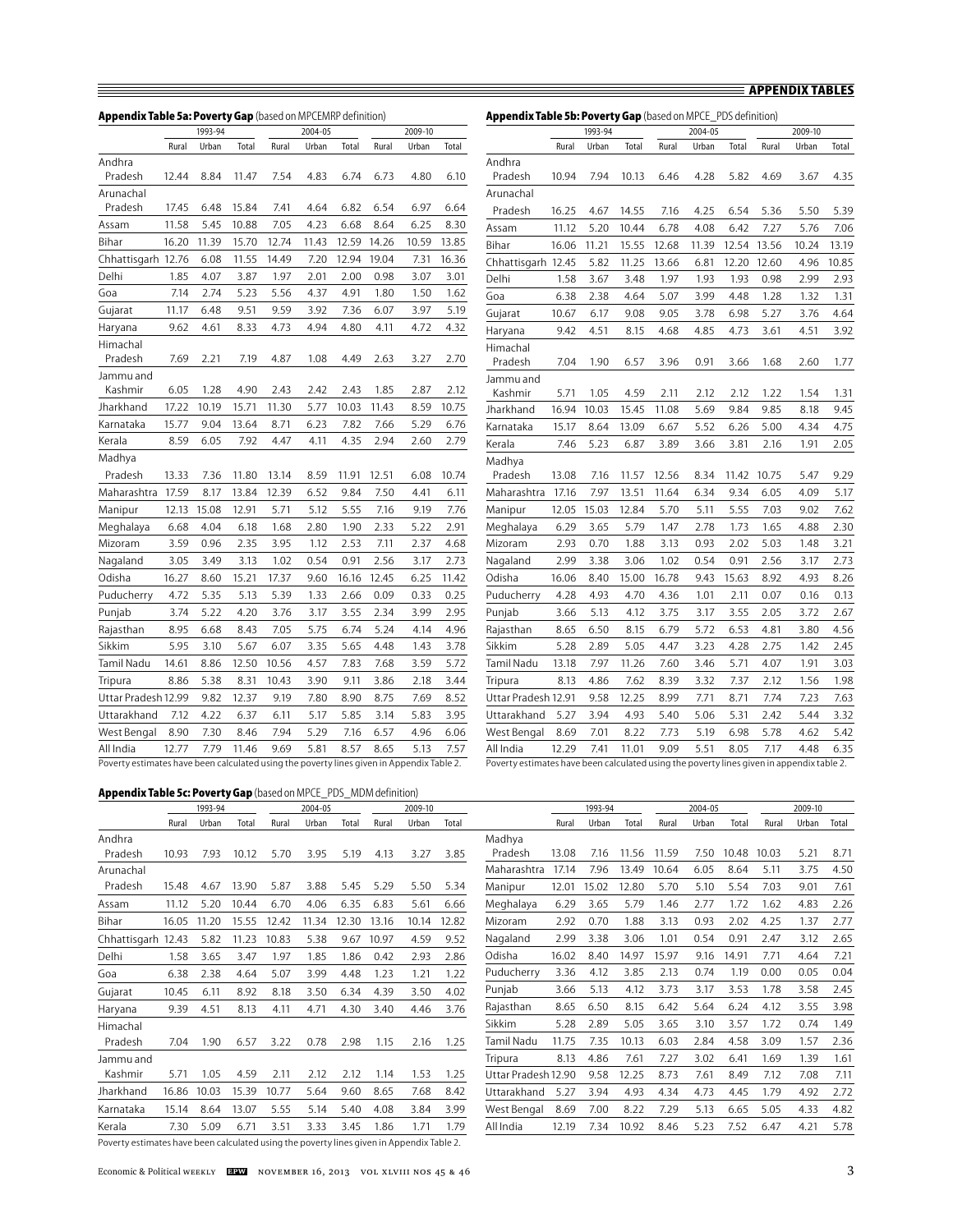## APPENDIX TABLES

**Appendix Table 5a: Poverty Gap** (based on MPCEMRP definition)

| | 1993-94 | | | 2004-05 | | | 2009-10 | | |
|---|---|---|---|---|---|---|---|---|---|
| | Rural | Urban | Total | Rural | Urban | Total | Rural | Urban | Total |
| Andhra Pradesh | 12.44 | 8.84 | 11.47 | 7.54 | 4.83 | 6.74 | 6.73 | 4.80 | 6.10 |
| Arunachal Pradesh | 17.45 | 6.48 | 15.84 | 7.41 | 4.64 | 6.82 | 6.54 | 6.97 | 6.64 |
| Assam | 11.58 | 5.45 | 10.88 | 7.05 | 4.23 | 6.68 | 8.64 | 6.25 | 8.30 |
| Bihar | 16.20 | 11.39 | 15.70 | 12.74 | 11.43 | 12.59 | 14.26 | 10.59 | 13.85 |
| Chhattisgarh | 12.76 | 6.08 | 11.55 | 14.49 | 7.20 | 12.94 | 19.04 | 7.31 | 16.36 |
| Delhi | 1.85 | 4.07 | 3.87 | 1.97 | 2.01 | 2.00 | 0.98 | 3.07 | 3.01 |
| Goa | 7.14 | 2.74 | 5.23 | 5.56 | 4.37 | 4.91 | 1.80 | 1.50 | 1.62 |
| Gujarat | 11.17 | 6.48 | 9.51 | 9.59 | 3.92 | 7.36 | 6.07 | 3.97 | 5.19 |
| Haryana | 9.62 | 4.61 | 8.33 | 4.73 | 4.94 | 4.80 | 4.11 | 4.72 | 4.32 |
| Himachal Pradesh | 7.69 | 2.21 | 7.19 | 4.87 | 1.08 | 4.49 | 2.63 | 3.27 | 2.70 |
| Jammu and Kashmir | 6.05 | 1.28 | 4.90 | 2.43 | 2.42 | 2.43 | 1.85 | 2.87 | 2.12 |
| Jharkhand | 17.22 | 10.19 | 15.71 | 11.30 | 5.77 | 10.03 | 11.43 | 8.59 | 10.75 |
| Karnataka | 15.77 | 9.04 | 13.64 | 8.71 | 6.23 | 7.82 | 7.66 | 5.29 | 6.76 |
| Kerala | 8.59 | 6.05 | 7.92 | 4.47 | 4.11 | 4.35 | 2.94 | 2.60 | 2.79 |
| Madhya Pradesh | 13.33 | 7.36 | 11.80 | 13.14 | 8.59 | 11.91 | 12.51 | 6.08 | 10.74 |
| Maharashtra | 17.59 | 8.17 | 13.84 | 12.39 | 6.52 | 9.84 | 7.50 | 4.41 | 6.11 |
| Manipur | 12.13 | 15.08 | 12.91 | 5.71 | 5.12 | 5.55 | 7.16 | 9.19 | 7.76 |
| Meghalaya | 6.68 | 4.04 | 6.18 | 1.68 | 2.80 | 1.90 | 2.33 | 5.22 | 2.91 |
| Mizoram | 3.59 | 0.96 | 2.35 | 3.95 | 1.12 | 2.53 | 7.11 | 2.37 | 4.68 |
| Nagaland | 3.05 | 3.49 | 3.13 | 1.02 | 0.54 | 0.91 | 2.56 | 3.17 | 2.73 |
| Odisha | 16.27 | 8.60 | 15.21 | 17.37 | 9.60 | 16.16 | 12.45 | 6.25 | 11.42 |
| Puducherry | 4.72 | 5.35 | 5.13 | 5.39 | 1.33 | 2.66 | 0.09 | 0.33 | 0.25 |
| Punjab | 3.74 | 5.22 | 4.20 | 3.76 | 3.17 | 3.55 | 2.34 | 3.99 | 2.95 |
| Rajasthan | 8.95 | 6.68 | 8.43 | 7.05 | 5.75 | 6.74 | 5.24 | 4.14 | 4.96 |
| Sikkim | 5.95 | 3.10 | 5.67 | 6.07 | 3.35 | 5.65 | 4.48 | 1.43 | 3.78 |
| Tamil Nadu | 14.61 | 8.86 | 12.50 | 10.56 | 4.57 | 7.83 | 7.68 | 3.59 | 5.72 |
| Tripura | 8.86 | 5.38 | 8.31 | 10.43 | 3.90 | 9.11 | 3.86 | 2.18 | 3.44 |
| Uttar Pradesh | 12.99 | 9.82 | 12.37 | 9.19 | 7.80 | 8.90 | 8.75 | 7.69 | 8.52 |
| Uttarakhand | 7.12 | 4.22 | 6.37 | 6.11 | 5.17 | 5.85 | 3.14 | 5.83 | 3.95 |
| West Bengal | 8.90 | 7.30 | 8.46 | 7.94 | 5.29 | 7.16 | 6.57 | 4.96 | 6.06 |
| All India | 12.77 | 7.79 | 11.46 | 9.69 | 5.81 | 8.57 | 8.65 | 5.13 | 7.57 |

Poverty estimates have been calculated using the poverty lines given in Appendix Table 2.

**Appendix Table 5b: Poverty Gap** (based on MPCE_PDS definition)

| | 1993-94 | | | 2004-05 | | | 2009-10 | | |
|---|---|---|---|---|---|---|---|---|---|
| | Rural | Urban | Total | Rural | Urban | Total | Rural | Urban | Total |
| Andhra Pradesh | 10.94 | 7.94 | 10.13 | 6.46 | 4.28 | 5.82 | 4.69 | 3.67 | 4.35 |
| Arunachal Pradesh | 16.25 | 4.67 | 14.55 | 7.16 | 4.25 | 6.54 | 5.36 | 5.50 | 5.39 |
| Assam | 11.12 | 5.20 | 10.44 | 6.78 | 4.08 | 6.42 | 7.27 | 5.76 | 7.06 |
| Bihar | 16.06 | 11.21 | 15.55 | 12.68 | 11.39 | 12.54 | 13.56 | 10.24 | 13.19 |
| Chhattisgarh | 12.45 | 5.82 | 11.25 | 13.66 | 6.81 | 12.20 | 12.60 | 4.96 | 10.85 |
| Delhi | 1.58 | 3.67 | 3.48 | 1.97 | 1.93 | 1.93 | 0.98 | 2.99 | 2.93 |
| Goa | 6.38 | 2.38 | 4.64 | 5.07 | 3.99 | 4.48 | 1.28 | 1.32 | 1.31 |
| Gujarat | 10.67 | 6.17 | 9.08 | 9.05 | 3.78 | 6.98 | 5.27 | 3.76 | 4.64 |
| Haryana | 9.42 | 4.51 | 8.15 | 4.68 | 4.85 | 4.73 | 3.61 | 4.51 | 3.92 |
| Himachal Pradesh | 7.04 | 1.90 | 6.57 | 3.96 | 0.91 | 3.66 | 1.68 | 2.60 | 1.77 |
| Jammu and Kashmir | 5.71 | 1.05 | 4.59 | 2.11 | 2.12 | 2.12 | 1.22 | 1.54 | 1.31 |
| Jharkhand | 16.94 | 10.03 | 15.45 | 11.08 | 5.69 | 9.84 | 9.85 | 8.18 | 9.45 |
| Karnataka | 15.17 | 8.64 | 13.09 | 6.67 | 5.52 | 6.26 | 5.00 | 4.34 | 4.75 |
| Kerala | 7.46 | 5.23 | 6.87 | 3.89 | 3.66 | 3.81 | 2.16 | 1.91 | 2.05 |
| Madhya Pradesh | 13.08 | 7.16 | 11.57 | 12.56 | 8.34 | 11.42 | 10.75 | 5.47 | 9.29 |
| Maharashtra | 17.16 | 7.97 | 13.51 | 11.64 | 6.34 | 9.34 | 6.05 | 4.09 | 5.17 |
| Manipur | 12.05 | 15.03 | 12.84 | 5.70 | 5.11 | 5.55 | 7.03 | 9.02 | 7.62 |
| Meghalaya | 6.29 | 3.65 | 5.79 | 1.47 | 2.78 | 1.73 | 1.65 | 4.88 | 2.30 |
| Mizoram | 2.93 | 0.70 | 1.88 | 3.13 | 0.93 | 2.02 | 5.03 | 1.48 | 3.21 |
| Nagaland | 2.99 | 3.38 | 3.06 | 1.02 | 0.54 | 0.91 | 2.56 | 3.17 | 2.73 |
| Odisha | 16.06 | 8.40 | 15.00 | 16.78 | 9.43 | 15.63 | 8.92 | 4.93 | 8.26 |
| Puducherry | 4.28 | 4.93 | 4.70 | 4.36 | 1.01 | 2.11 | 0.07 | 0.16 | 0.13 |
| Punjab | 3.66 | 5.13 | 4.12 | 3.75 | 3.17 | 3.55 | 2.05 | 3.72 | 2.67 |
| Rajasthan | 8.65 | 6.50 | 8.15 | 6.79 | 5.72 | 6.53 | 4.81 | 3.80 | 4.56 |
| Sikkim | 5.28 | 2.89 | 5.05 | 4.47 | 3.23 | 4.28 | 2.75 | 1.42 | 2.45 |
| Tamil Nadu | 13.18 | 7.97 | 11.26 | 7.60 | 3.46 | 5.71 | 4.07 | 1.91 | 3.03 |
| Tripura | 8.13 | 4.86 | 7.62 | 8.39 | 3.32 | 7.37 | 2.12 | 1.56 | 1.98 |
| Uttar Pradesh | 12.91 | 9.58 | 12.25 | 8.99 | 7.71 | 8.71 | 7.74 | 7.23 | 7.63 |
| Uttarakhand | 5.27 | 3.94 | 4.93 | 5.40 | 5.06 | 5.31 | 2.42 | 5.44 | 3.32 |
| West Bengal | 8.69 | 7.01 | 8.22 | 7.73 | 5.19 | 6.98 | 5.78 | 4.62 | 5.42 |
| All India | 12.29 | 7.41 | 11.01 | 9.09 | 5.51 | 8.05 | 7.17 | 4.48 | 6.35 |

Poverty estimates have been calculated using the poverty lines given in appendix table 2.

**Appendix Table 5c: Poverty Gap** (based on MPCE_PDS_MDM definition)

| | 1993-94 | | | 2004-05 | | | 2009-10 | | |
|---|---|---|---|---|---|---|---|---|---|
| | Rural | Urban | Total | Rural | Urban | Total | Rural | Urban | Total |
| Andhra Pradesh | 10.93 | 7.93 | 10.12 | 5.70 | 3.95 | 5.19 | 4.13 | 3.27 | 3.85 |
| Arunachal Pradesh | 15.48 | 4.67 | 13.90 | 5.87 | 3.88 | 5.45 | 5.29 | 5.50 | 5.34 |
| Assam | 11.12 | 5.20 | 10.44 | 6.70 | 4.06 | 6.35 | 6.83 | 5.61 | 6.66 |
| Bihar | 16.05 | 11.20 | 15.55 | 12.42 | 11.34 | 12.30 | 13.16 | 10.14 | 12.82 |
| Chhattisgarh | 12.43 | 5.82 | 11.23 | 10.83 | 5.38 | 9.67 | 10.97 | 4.59 | 9.52 |
| Delhi | 1.58 | 3.65 | 3.47 | 1.97 | 1.85 | 1.86 | 0.42 | 2.93 | 2.86 |
| Goa | 6.38 | 2.38 | 4.64 | 5.07 | 3.99 | 4.48 | 1.23 | 1.21 | 1.22 |
| Gujarat | 10.45 | 6.11 | 8.92 | 8.18 | 3.50 | 6.34 | 4.39 | 3.50 | 4.02 |
| Haryana | 9.39 | 4.51 | 8.13 | 4.11 | 4.71 | 4.30 | 3.40 | 4.46 | 3.76 |
| Himachal Pradesh | 7.04 | 1.90 | 6.57 | 3.22 | 0.78 | 2.98 | 1.15 | 2.16 | 1.25 |
| Jammu and Kashmir | 5.71 | 1.05 | 4.59 | 2.11 | 2.12 | 2.12 | 1.14 | 1.53 | 1.25 |
| Jharkhand | 16.86 | 10.03 | 15.39 | 10.77 | 5.64 | 9.60 | 8.65 | 7.68 | 8.42 |
| Karnataka | 15.14 | 8.64 | 13.07 | 5.55 | 5.14 | 5.40 | 4.08 | 3.84 | 3.99 |
| Kerala | 7.30 | 5.09 | 6.71 | 3.51 | 3.33 | 3.45 | 1.86 | 1.71 | 1.79 |
| Madhya Pradesh | 13.08 | 7.16 | 11.56 | 11.59 | 7.50 | 10.48 | 10.03 | 5.21 | 8.71 |
| Maharashtra | 17.14 | 7.96 | 13.49 | 10.64 | 6.05 | 8.64 | 5.11 | 3.75 | 4.50 |
| Manipur | 12.01 | 15.02 | 12.80 | 5.70 | 5.10 | 5.54 | 7.03 | 9.01 | 7.61 |
| Meghalaya | 6.29 | 3.65 | 5.79 | 1.46 | 2.77 | 1.72 | 1.62 | 4.83 | 2.26 |
| Mizoram | 2.92 | 0.70 | 1.88 | 3.13 | 0.93 | 2.02 | 4.25 | 1.37 | 2.77 |
| Nagaland | 2.99 | 3.38 | 3.06 | 1.01 | 0.54 | 0.91 | 2.47 | 3.12 | 2.65 |
| Odisha | 16.02 | 8.40 | 14.97 | 15.97 | 9.16 | 14.91 | 7.71 | 4.64 | 7.21 |
| Puducherry | 3.36 | 4.12 | 3.85 | 2.13 | 0.74 | 1.19 | 0.00 | 0.05 | 0.04 |
| Punjab | 3.66 | 5.13 | 4.12 | 3.73 | 3.17 | 3.53 | 1.78 | 3.58 | 2.45 |
| Rajasthan | 8.65 | 6.50 | 8.15 | 6.42 | 5.64 | 6.24 | 4.12 | 3.55 | 3.98 |
| Sikkim | 5.28 | 2.89 | 5.05 | 3.65 | 3.10 | 3.57 | 1.72 | 0.74 | 1.49 |
| Tamil Nadu | 11.75 | 7.35 | 10.13 | 6.03 | 2.84 | 4.58 | 3.09 | 1.57 | 2.36 |
| Tripura | 8.13 | 4.86 | 7.61 | 7.27 | 3.02 | 6.41 | 1.69 | 1.39 | 1.61 |
| Uttar Pradesh | 12.90 | 9.58 | 12.25 | 8.73 | 7.61 | 8.49 | 7.12 | 7.08 | 7.11 |
| Uttarakhand | 5.27 | 3.94 | 4.93 | 4.34 | 4.73 | 4.45 | 1.79 | 4.92 | 2.72 |
| West Bengal | 8.69 | 7.00 | 8.22 | 7.29 | 5.13 | 6.65 | 5.05 | 4.33 | 4.82 |
| All India | 12.19 | 7.34 | 10.92 | 8.46 | 5.23 | 7.52 | 6.47 | 4.21 | 5.78 |

Poverty estimates have been calculated using the poverty lines given in Appendix Table 2.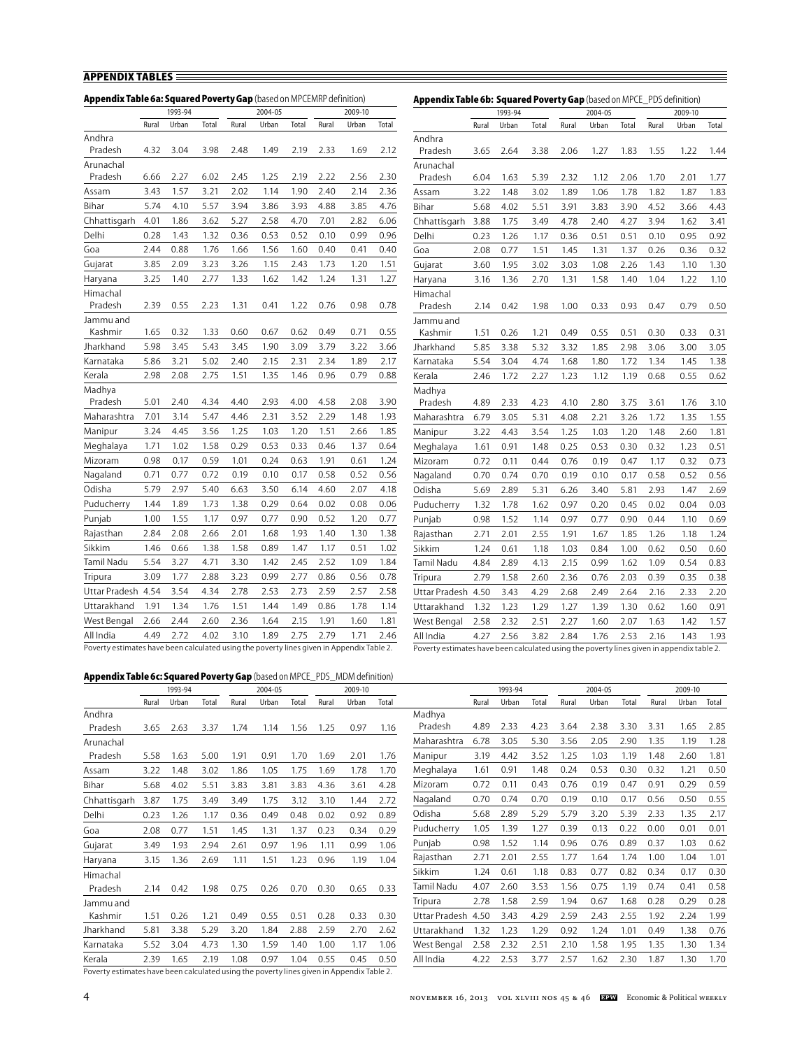## APPENDIX TABLES

**Appendix Table 6a: Squared Poverty Gap** (based on MPCEMRP definition)

| | 1993-94 | | | 2004-05 | | | 2009-10 | | |
|---|---|---|---|---|---|---|---|---|---|
| | Rural | Urban | Total | Rural | Urban | Total | Rural | Urban | Total |
| Andhra Pradesh | 4.32 | 3.04 | 3.98 | 2.48 | 1.49 | 2.19 | 2.33 | 1.69 | 2.12 |
| Arunachal Pradesh | 6.66 | 2.27 | 6.02 | 2.45 | 1.25 | 2.19 | 2.22 | 2.56 | 2.30 |
| Assam | 3.43 | 1.57 | 3.21 | 2.02 | 1.14 | 1.90 | 2.40 | 2.14 | 2.36 |
| Bihar | 5.74 | 4.10 | 5.57 | 3.94 | 3.86 | 3.93 | 4.88 | 3.85 | 4.76 |
| Chhattisgarh | 4.01 | 1.86 | 3.62 | 5.27 | 2.58 | 4.70 | 7.01 | 2.82 | 6.06 |
| Delhi | 0.28 | 1.43 | 1.32 | 0.36 | 0.53 | 0.52 | 0.10 | 0.99 | 0.96 |
| Goa | 2.44 | 0.88 | 1.76 | 1.66 | 1.56 | 1.60 | 0.40 | 0.41 | 0.40 |
| Gujarat | 3.85 | 2.09 | 3.23 | 3.26 | 1.15 | 2.43 | 1.73 | 1.20 | 1.51 |
| Haryana | 3.25 | 1.40 | 2.77 | 1.33 | 1.62 | 1.42 | 1.24 | 1.31 | 1.27 |
| Himachal Pradesh | 2.39 | 0.55 | 2.23 | 1.31 | 0.41 | 1.22 | 0.76 | 0.98 | 0.78 |
| Jammu and Kashmir | 1.65 | 0.32 | 1.33 | 0.60 | 0.67 | 0.62 | 0.49 | 0.71 | 0.55 |
| Jharkhand | 5.98 | 3.45 | 5.43 | 3.45 | 1.90 | 3.09 | 3.79 | 3.22 | 3.66 |
| Karnataka | 5.86 | 3.21 | 5.02 | 2.40 | 2.15 | 2.31 | 2.34 | 1.89 | 2.17 |
| Kerala | 2.98 | 2.08 | 2.75 | 1.51 | 1.35 | 1.46 | 0.96 | 0.79 | 0.88 |
| Madhya Pradesh | 5.01 | 2.40 | 4.34 | 4.40 | 2.93 | 4.00 | 4.58 | 2.08 | 3.90 |
| Maharashtra | 7.01 | 3.14 | 5.47 | 4.46 | 2.31 | 3.52 | 2.29 | 1.48 | 1.93 |
| Manipur | 3.24 | 4.45 | 3.56 | 1.25 | 1.03 | 1.20 | 1.51 | 2.66 | 1.85 |
| Meghalaya | 1.71 | 1.02 | 1.58 | 0.29 | 0.53 | 0.33 | 0.46 | 1.37 | 0.64 |
| Mizoram | 0.98 | 0.17 | 0.59 | 1.01 | 0.24 | 0.63 | 1.91 | 0.61 | 1.24 |
| Nagaland | 0.71 | 0.77 | 0.72 | 0.19 | 0.10 | 0.17 | 0.58 | 0.52 | 0.56 |
| Odisha | 5.79 | 2.97 | 5.40 | 6.63 | 3.50 | 6.14 | 4.60 | 2.07 | 4.18 |
| Puducherry | 1.44 | 1.89 | 1.73 | 1.38 | 0.29 | 0.64 | 0.02 | 0.08 | 0.06 |
| Punjab | 1.00 | 1.55 | 1.17 | 0.97 | 0.77 | 0.90 | 0.52 | 1.20 | 0.77 |
| Rajasthan | 2.84 | 2.08 | 2.66 | 2.01 | 1.68 | 1.93 | 1.40 | 1.30 | 1.38 |
| Sikkim | 1.46 | 0.66 | 1.38 | 1.58 | 0.89 | 1.47 | 1.17 | 0.51 | 1.02 |
| Tamil Nadu | 5.54 | 3.27 | 4.71 | 3.30 | 1.42 | 2.45 | 2.52 | 1.09 | 1.84 |
| Tripura | 3.09 | 1.77 | 2.88 | 3.23 | 0.99 | 2.77 | 0.86 | 0.56 | 0.78 |
| Uttar Pradesh | 4.54 | 3.54 | 4.34 | 2.78 | 2.53 | 2.73 | 2.59 | 2.57 | 2.58 |
| Uttarakhand | 1.91 | 1.34 | 1.76 | 1.51 | 1.44 | 1.49 | 0.86 | 1.78 | 1.14 |
| West Bengal | 2.66 | 2.44 | 2.60 | 2.36 | 1.64 | 2.15 | 1.91 | 1.60 | 1.81 |
| All India | 4.49 | 2.72 | 4.02 | 3.10 | 1.89 | 2.75 | 2.79 | 1.71 | 2.46 |

Poverty estimates have been calculated using the poverty lines given in Appendix Table 2.

**Appendix Table 6b: Squared Poverty Gap** (based on MPCE_PDS definition)

| | 1993-94 | | | 2004-05 | | | 2009-10 | | |
|---|---|---|---|---|---|---|---|---|---|
| | Rural | Urban | Total | Rural | Urban | Total | Rural | Urban | Total |
| Andhra Pradesh | 3.65 | 2.64 | 3.38 | 2.06 | 1.27 | 1.83 | 1.55 | 1.22 | 1.44 |
| Arunachal Pradesh | 6.04 | 1.63 | 5.39 | 2.32 | 1.12 | 2.06 | 1.70 | 2.01 | 1.77 |
| Assam | 3.22 | 1.48 | 3.02 | 1.89 | 1.06 | 1.78 | 1.82 | 1.87 | 1.83 |
| Bihar | 5.68 | 4.02 | 5.51 | 3.91 | 3.83 | 3.90 | 4.52 | 3.66 | 4.43 |
| Chhattisgarh | 3.88 | 1.75 | 3.49 | 4.78 | 2.40 | 4.27 | 3.94 | 1.62 | 3.41 |
| Delhi | 0.23 | 1.26 | 1.17 | 0.36 | 0.51 | 0.51 | 0.10 | 0.95 | 0.92 |
| Goa | 2.08 | 0.77 | 1.51 | 1.45 | 1.31 | 1.37 | 0.26 | 0.36 | 0.32 |
| Gujarat | 3.60 | 1.95 | 3.02 | 3.03 | 1.08 | 2.26 | 1.43 | 1.10 | 1.30 |
| Haryana | 3.16 | 1.36 | 2.70 | 1.31 | 1.58 | 1.40 | 1.04 | 1.22 | 1.10 |
| Himachal Pradesh | 2.14 | 0.42 | 1.98 | 1.00 | 0.33 | 0.93 | 0.47 | 0.79 | 0.50 |
| Jammu and Kashmir | 1.51 | 0.26 | 1.21 | 0.49 | 0.55 | 0.51 | 0.30 | 0.33 | 0.31 |
| Jharkhand | 5.85 | 3.38 | 5.32 | 3.32 | 1.85 | 2.98 | 3.06 | 3.00 | 3.05 |
| Karnataka | 5.54 | 3.04 | 4.74 | 1.68 | 1.80 | 1.72 | 1.34 | 1.45 | 1.38 |
| Kerala | 2.46 | 1.72 | 2.27 | 1.23 | 1.12 | 1.19 | 0.68 | 0.55 | 0.62 |
| Madhya Pradesh | 4.89 | 2.33 | 4.23 | 4.10 | 2.80 | 3.75 | 3.61 | 1.76 | 3.10 |
| Maharashtra | 6.79 | 3.05 | 5.31 | 4.08 | 2.21 | 3.26 | 1.72 | 1.35 | 1.55 |
| Manipur | 3.22 | 4.43 | 3.54 | 1.25 | 1.03 | 1.20 | 1.48 | 2.60 | 1.81 |
| Meghalaya | 1.61 | 0.91 | 1.48 | 0.25 | 0.53 | 0.30 | 0.32 | 1.23 | 0.51 |
| Mizoram | 0.72 | 0.11 | 0.44 | 0.76 | 0.19 | 0.47 | 1.17 | 0.32 | 0.73 |
| Nagaland | 0.70 | 0.74 | 0.70 | 0.19 | 0.10 | 0.17 | 0.58 | 0.52 | 0.56 |
| Odisha | 5.69 | 2.89 | 5.31 | 6.26 | 3.40 | 5.81 | 2.93 | 1.47 | 2.69 |
| Puducherry | 1.32 | 1.78 | 1.62 | 0.97 | 0.20 | 0.45 | 0.02 | 0.04 | 0.03 |
| Punjab | 0.98 | 1.52 | 1.14 | 0.97 | 0.77 | 0.90 | 0.44 | 1.10 | 0.69 |
| Rajasthan | 2.71 | 2.01 | 2.55 | 1.91 | 1.67 | 1.85 | 1.26 | 1.18 | 1.24 |
| Sikkim | 1.24 | 0.61 | 1.18 | 1.03 | 0.84 | 1.00 | 0.62 | 0.50 | 0.60 |
| Tamil Nadu | 4.84 | 2.89 | 4.13 | 2.15 | 0.99 | 1.62 | 1.09 | 0.54 | 0.83 |
| Tripura | 2.79 | 1.58 | 2.60 | 2.36 | 0.76 | 2.03 | 0.39 | 0.35 | 0.38 |
| Uttar Pradesh | 4.50 | 3.43 | 4.29 | 2.68 | 2.49 | 2.64 | 2.16 | 2.33 | 2.20 |
| Uttarakhand | 1.32 | 1.23 | 1.29 | 1.27 | 1.39 | 1.30 | 0.62 | 1.60 | 0.91 |
| West Bengal | 2.58 | 2.32 | 2.51 | 2.27 | 1.60 | 2.07 | 1.63 | 1.42 | 1.57 |
| All India | 4.27 | 2.56 | 3.82 | 2.84 | 1.76 | 2.53 | 2.16 | 1.43 | 1.93 |

Poverty estimates have been calculated using the poverty lines given in appendix table 2.

**Appendix Table 6c: Squared Poverty Gap** (based on MPCE_PDS_MDM definition)

| | 1993-94 | | | 2004-05 | | | 2009-10 | | |
|---|---|---|---|---|---|---|---|---|---|
| | Rural | Urban | Total | Rural | Urban | Total | Rural | Urban | Total |
| Andhra Pradesh | 3.65 | 2.63 | 3.37 | 1.74 | 1.14 | 1.56 | 1.25 | 0.97 | 1.16 |
| Arunachal Pradesh | 5.58 | 1.63 | 5.00 | 1.91 | 0.91 | 1.70 | 1.69 | 2.01 | 1.76 |
| Assam | 3.22 | 1.48 | 3.02 | 1.86 | 1.05 | 1.75 | 1.69 | 1.78 | 1.70 |
| Bihar | 5.68 | 4.02 | 5.51 | 3.83 | 3.81 | 3.83 | 4.36 | 3.61 | 4.28 |
| Chhattisgarh | 3.87 | 1.75 | 3.49 | 3.49 | 1.75 | 3.12 | 3.10 | 1.44 | 2.72 |
| Delhi | 0.23 | 1.26 | 1.17 | 0.36 | 0.49 | 0.48 | 0.02 | 0.92 | 0.89 |
| Goa | 2.08 | 0.77 | 1.51 | 1.45 | 1.31 | 1.37 | 0.23 | 0.34 | 0.29 |
| Gujarat | 3.49 | 1.93 | 2.94 | 2.61 | 0.97 | 1.96 | 1.11 | 0.99 | 1.06 |
| Haryana | 3.15 | 1.36 | 2.69 | 1.11 | 1.51 | 1.23 | 0.96 | 1.19 | 1.04 |
| Himachal Pradesh | 2.14 | 0.42 | 1.98 | 0.75 | 0.26 | 0.70 | 0.30 | 0.65 | 0.33 |
| Jammu and Kashmir | 1.51 | 0.26 | 1.21 | 0.49 | 0.55 | 0.51 | 0.28 | 0.33 | 0.30 |
| Jharkhand | 5.81 | 3.38 | 5.29 | 3.20 | 1.84 | 2.88 | 2.59 | 2.70 | 2.62 |
| Karnataka | 5.52 | 3.04 | 4.73 | 1.30 | 1.59 | 1.40 | 1.00 | 1.17 | 1.06 |
| Kerala | 2.39 | 1.65 | 2.19 | 1.08 | 0.97 | 1.04 | 0.55 | 0.45 | 0.50 |
| Madhya Pradesh | 4.89 | 2.33 | 4.23 | 3.64 | 2.38 | 3.30 | 3.31 | 1.65 | 2.85 |
| Maharashtra | 6.78 | 3.05 | 5.30 | 3.56 | 2.05 | 2.90 | 1.35 | 1.19 | 1.28 |
| Manipur | 3.19 | 4.42 | 3.52 | 1.25 | 1.03 | 1.19 | 1.48 | 2.60 | 1.81 |
| Meghalaya | 1.61 | 0.91 | 1.48 | 0.24 | 0.53 | 0.30 | 0.32 | 1.21 | 0.50 |
| Mizoram | 0.72 | 0.11 | 0.43 | 0.76 | 0.19 | 0.47 | 0.91 | 0.29 | 0.59 |
| Nagaland | 0.70 | 0.74 | 0.70 | 0.19 | 0.10 | 0.17 | 0.56 | 0.50 | 0.55 |
| Odisha | 5.68 | 2.89 | 5.29 | 5.79 | 3.20 | 5.39 | 2.33 | 1.35 | 2.17 |
| Puducherry | 1.05 | 1.39 | 1.27 | 0.39 | 0.13 | 0.22 | 0.00 | 0.01 | 0.01 |
| Punjab | 0.98 | 1.52 | 1.14 | 0.96 | 0.76 | 0.89 | 0.37 | 1.03 | 0.62 |
| Rajasthan | 2.71 | 2.01 | 2.55 | 1.77 | 1.64 | 1.74 | 1.00 | 1.04 | 1.01 |
| Sikkim | 1.24 | 0.61 | 1.18 | 0.83 | 0.77 | 0.82 | 0.34 | 0.17 | 0.30 |
| Tamil Nadu | 4.07 | 2.60 | 3.53 | 1.56 | 0.75 | 1.19 | 0.74 | 0.41 | 0.58 |
| Tripura | 2.78 | 1.58 | 2.59 | 1.94 | 0.67 | 1.68 | 0.28 | 0.29 | 0.28 |
| Uttar Pradesh | 4.50 | 3.43 | 4.29 | 2.59 | 2.43 | 2.55 | 1.92 | 2.24 | 1.99 |
| Uttarakhand | 1.32 | 1.23 | 1.29 | 0.92 | 1.24 | 1.01 | 0.49 | 1.38 | 0.76 |
| West Bengal | 2.58 | 2.32 | 2.51 | 2.10 | 1.58 | 1.95 | 1.35 | 1.30 | 1.34 |
| All India | 4.22 | 2.53 | 3.77 | 2.57 | 1.62 | 2.30 | 1.87 | 1.30 | 1.70 |

Poverty estimates have been calculated using the poverty lines given in Appendix Table 2.